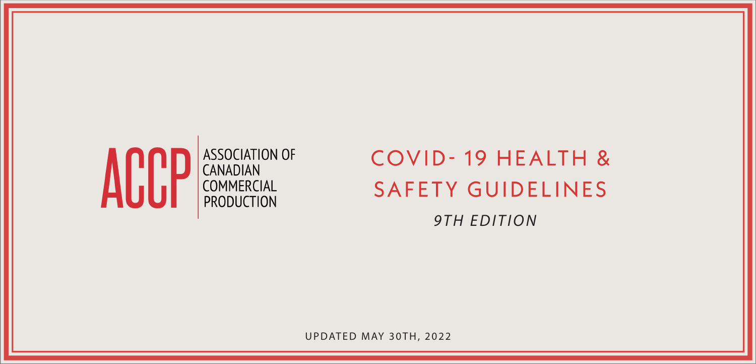ACCP | ASSOCIATION OF CANADIAN COMMERCIAL PRODUCTION

# COVID- 19 HEALTH & SAFETY GUIDELINES

*9TH EDITION*

UPDATED MAY 30TH, 2022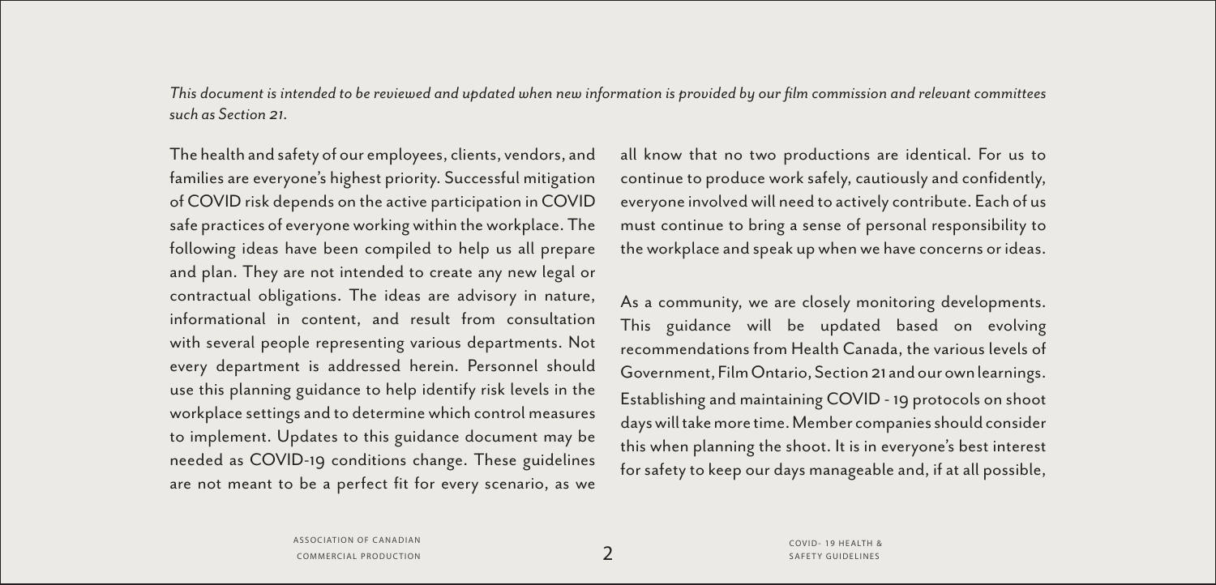*This document is intended to be reviewed and updated when new information is provided by our film commission and relevant committees such as Section 21.*

The health and safety of our employees, clients, vendors, and families are everyone's highest priority. Successful mitigation of COVID risk depends on the active participation in COVID safe practices of everyone working within the workplace. The following ideas have been compiled to help us all prepare and plan. They are not intended to create any new legal or contractual obligations. The ideas are advisory in nature, informational in content, and result from consultation with several people representing various departments. Not every department is addressed herein. Personnel should use this planning guidance to help identify risk levels in the workplace settings and to determine which control measures to implement. Updates to this guidance document may be needed as COVID-19 conditions change. These guidelines are not meant to be a perfect fit for every scenario, as we all know that no two productions are identical. For us to continue to produce work safely, cautiously and confidently, everyone involved will need to actively contribute. Each of us must continue to bring a sense of personal responsibility to the workplace and speak up when we have concerns or ideas.

As a community, we are closely monitoring developments. This guidance will be updated based on evolving recommendations from Health Canada, the various levels of Government, Film Ontario, Section 21 and our own learnings. Establishing and maintaining COVID - 19 protocols on shoot days will take more time. Member companies should consider this when planning the shoot. It is in everyone's best interest for safety to keep our days manageable and, if at all possible,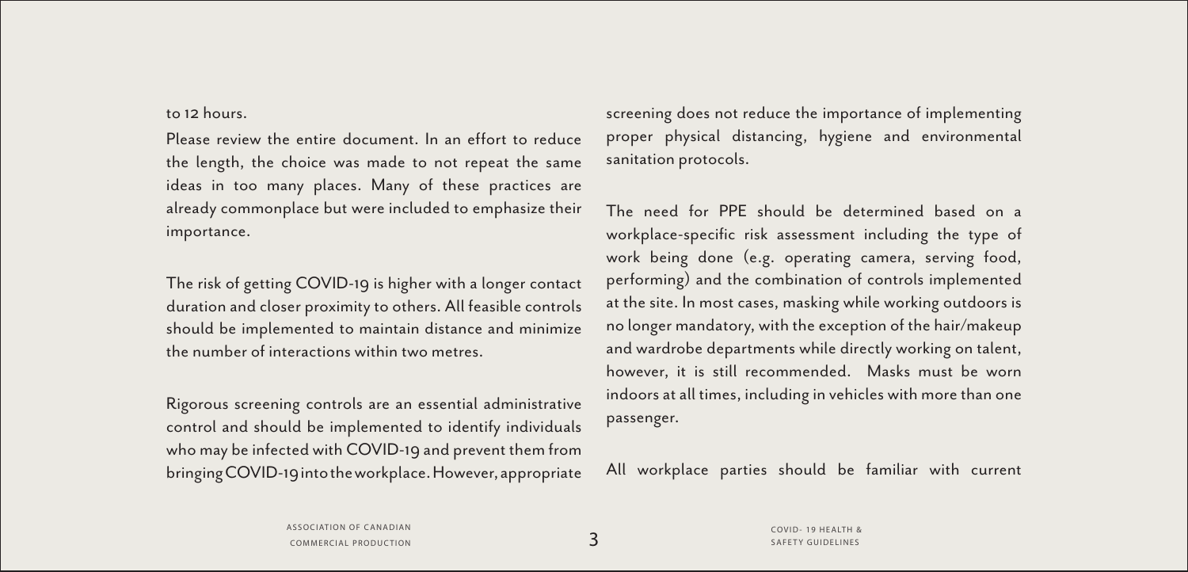to 12 hours.

Please review the entire document. In an effort to reduce the length, the choice was made to not repeat the same ideas in too many places. Many of these practices are already commonplace but were included to emphasize their importance.

The risk of getting COVID-19 is higher with a longer contact duration and closer proximity to others. All feasible controls should be implemented to maintain distance and minimize the number of interactions within two metres.

Rigorous screening controls are an essential administrative control and should be implemented to identify individuals who may be infected with COVID-19 and prevent them from bringing COVID-19 into the workplace. However, appropriate screening does not reduce the importance of implementing proper physical distancing, hygiene and environmental sanitation protocols.

The need for PPE should be determined based on a workplace-specific risk assessment including the type of work being done (e.g. operating camera, serving food, performing) and the combination of controls implemented at the site. In most cases, masking while working outdoors is no longer mandatory, with the exception of the hair/makeup and wardrobe departments while directly working on talent, however, it is still recommended. Masks must be worn indoors at all times, including in vehicles with more than one passenger.

All workplace parties should be familiar with current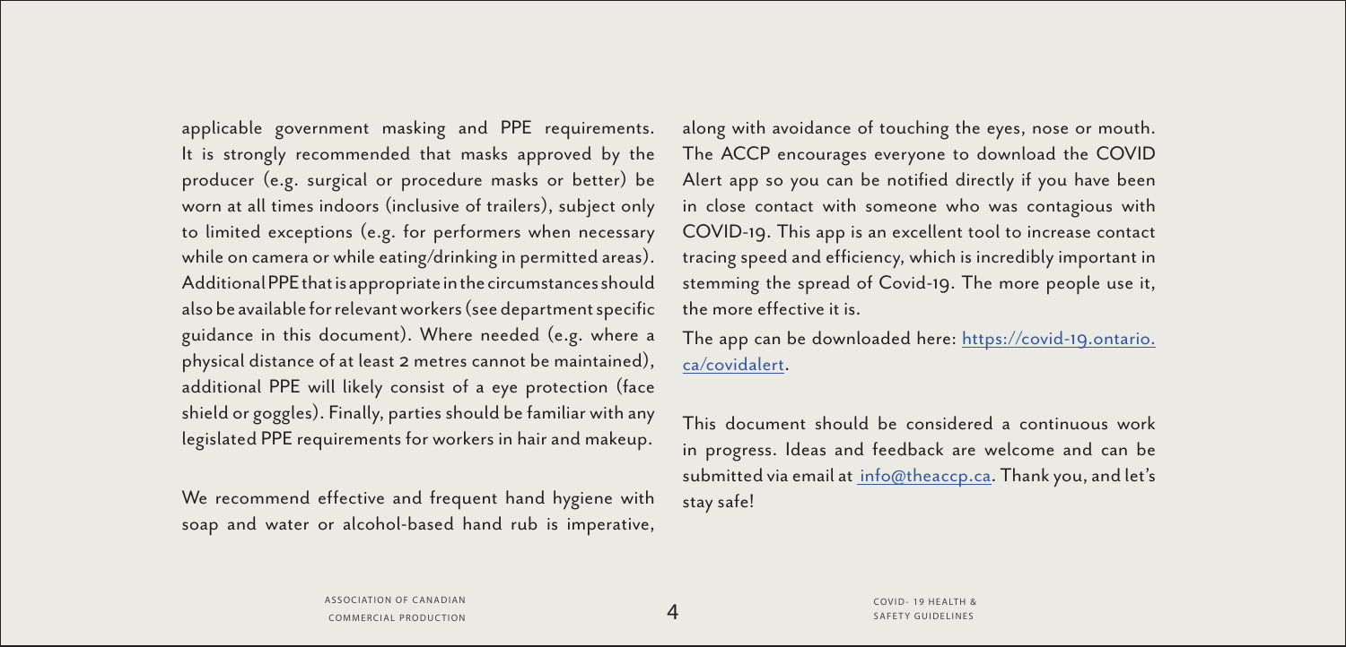applicable government masking and PPE requirements. It is strongly recommended that masks approved by the producer (e.g. surgical or procedure masks or better) be worn at all times indoors (inclusive of trailers), subject only to limited exceptions (e.g. for performers when necessary while on camera or while eating/drinking in permitted areas). Additional PPE that is appropriate in the circumstances should also be available for relevant workers (see department specific guidance in this document). Where needed (e.g. where a physical distance of at least 2 metres cannot be maintained), additional PPE will likely consist of a eye protection (face shield or goggles). Finally, parties should be familiar with any legislated PPE requirements for workers in hair and makeup.

We recommend effective and frequent hand hygiene with soap and water or alcohol-based hand rub is imperative, along with avoidance of touching the eyes, nose or mouth. The ACCP encourages everyone to download the COVID Alert app so you can be notified directly if you have been in close contact with someone who was contagious with COVID-19. This app is an excellent tool to increase contact tracing speed and efficiency, which is incredibly important in stemming the spread of Covid-19. The more people use it, the more effective it is.

The app can be downloaded here: [https://covid-19.ontario.ca/covidalert](https://covid-19.ontario.ca/covidalert).

This document should be considered a continuous work in progress. Ideas and feedback are welcome and can be submitted via email at [info@theaccp.ca](mailto:info@theaccp.ca). Thank you, and let's stay safe!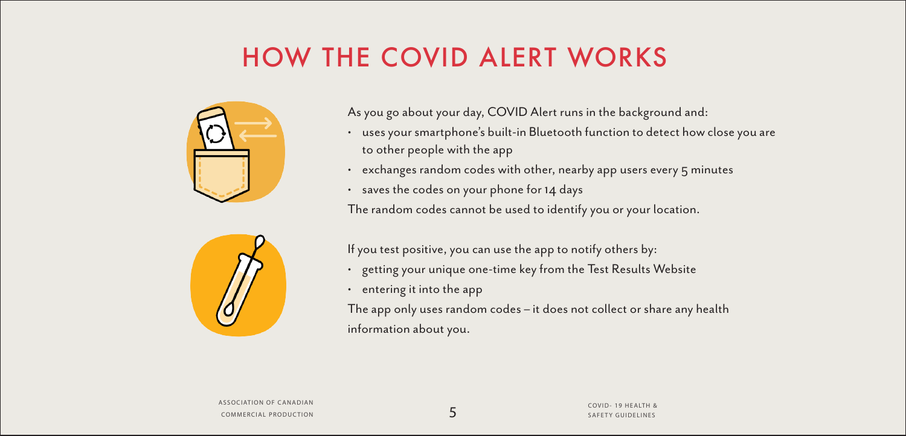# HOW THE COVID ALERT WORKS

As you go about your day, COVID Alert runs in the background and:

- uses your smartphone's built-in Bluetooth function to detect how close you are to other people with the app
- exchanges random codes with other, nearby app users every 5 minutes
- saves the codes on your phone for 14 days

The random codes cannot be used to identify you or your location.

If you test positive, you can use the app to notify others by:

- getting your unique one-time key from the Test Results Website
- entering it into the app

The app only uses random codes – it does not collect or share any health information about you.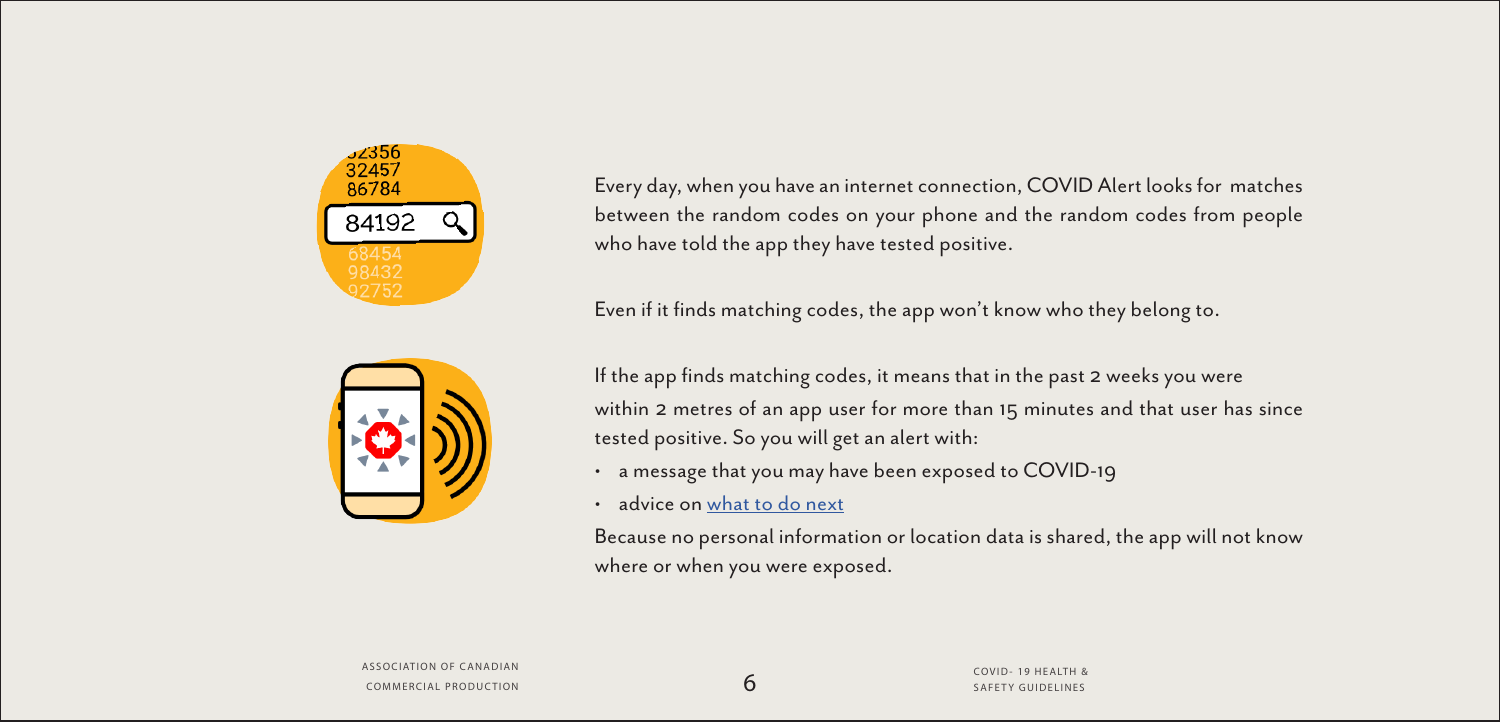Every day, when you have an internet connection, COVID Alert looks for matches between the random codes on your phone and the random codes from people who have told the app they have tested positive.

Even if it finds matching codes, the app won't know who they belong to.

If the app finds matching codes, it means that in the past 2 weeks you were within 2 metres of an app user for more than 15 minutes and that user has since tested positive. So you will get an alert with:

- a message that you may have been exposed to COVID-19
- advice on [what to do next]

Because no personal information or location data is shared, the app will not know where or when you were exposed.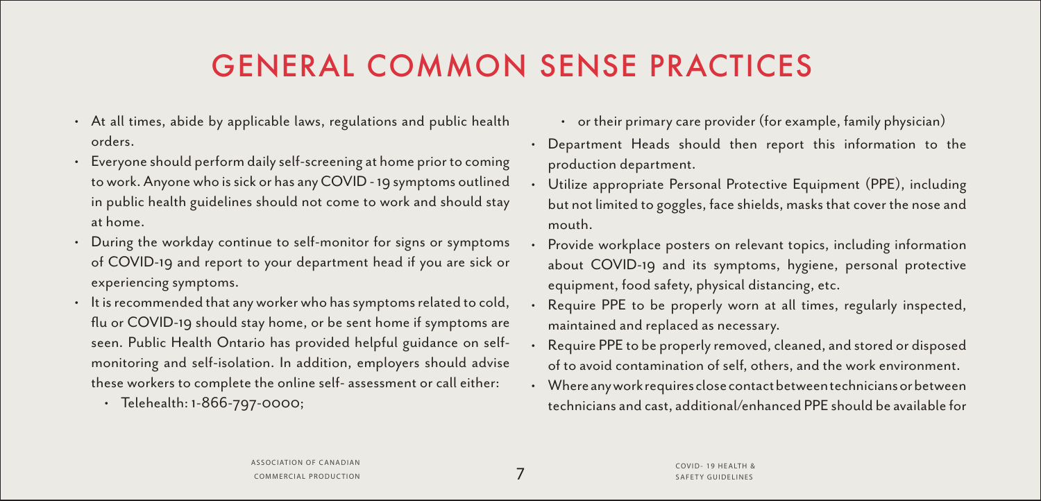# GENERAL COMMON SENSE PRACTICES

- At all times, abide by applicable laws, regulations and public health orders.
- Everyone should perform daily self-screening at home prior to coming to work. Anyone who is sick or has any COVID - 19 symptoms outlined in public health guidelines should not come to work and should stay at home.
- During the workday continue to self-monitor for signs or symptoms of COVID-19 and report to your department head if you are sick or experiencing symptoms.
- It is recommended that any worker who has symptoms related to cold, flu or COVID-19 should stay home, or be sent home if symptoms are seen. Public Health Ontario has provided helpful guidance on self-monitoring and self-isolation. In addition, employers should advise these workers to complete the online self- assessment or call either:
  - Telehealth: 1-866-797-0000;
  - or their primary care provider (for example, family physician)
- Department Heads should then report this information to the production department.
- Utilize appropriate Personal Protective Equipment (PPE), including but not limited to goggles, face shields, masks that cover the nose and mouth.
- Provide workplace posters on relevant topics, including information about COVID-19 and its symptoms, hygiene, personal protective equipment, food safety, physical distancing, etc.
- Require PPE to be properly worn at all times, regularly inspected, maintained and replaced as necessary.
- Require PPE to be properly removed, cleaned, and stored or disposed of to avoid contamination of self, others, and the work environment.
- Where any work requires close contact between technicians or between technicians and cast, additional/enhanced PPE should be available for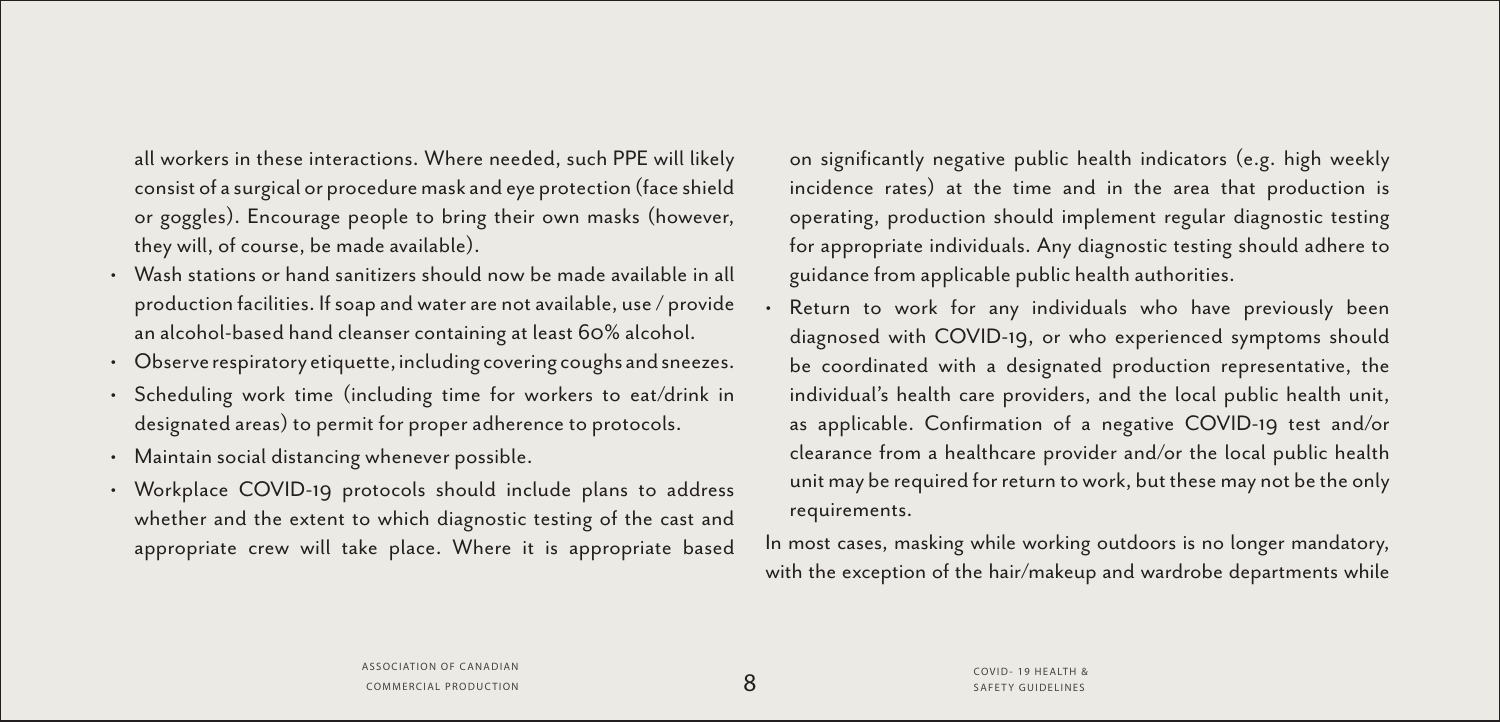all workers in these interactions. Where needed, such PPE will likely consist of a surgical or procedure mask and eye protection (face shield or goggles). Encourage people to bring their own masks (however, they will, of course, be made available).

- Wash stations or hand sanitizers should now be made available in all production facilities. If soap and water are not available, use / provide an alcohol-based hand cleanser containing at least 60% alcohol.
- Observe respiratory etiquette, including covering coughs and sneezes.
- Scheduling work time (including time for workers to eat/drink in designated areas) to permit for proper adherence to protocols.
- Maintain social distancing whenever possible.
- Workplace COVID-19 protocols should include plans to address whether and the extent to which diagnostic testing of the cast and appropriate crew will take place. Where it is appropriate based on significantly negative public health indicators (e.g. high weekly incidence rates) at the time and in the area that production is operating, production should implement regular diagnostic testing for appropriate individuals. Any diagnostic testing should adhere to guidance from applicable public health authorities.
- Return to work for any individuals who have previously been diagnosed with COVID-19, or who experienced symptoms should be coordinated with a designated production representative, the individual's health care providers, and the local public health unit, as applicable. Confirmation of a negative COVID-19 test and/or clearance from a healthcare provider and/or the local public health unit may be required for return to work, but these may not be the only requirements.

In most cases, masking while working outdoors is no longer mandatory, with the exception of the hair/makeup and wardrobe departments while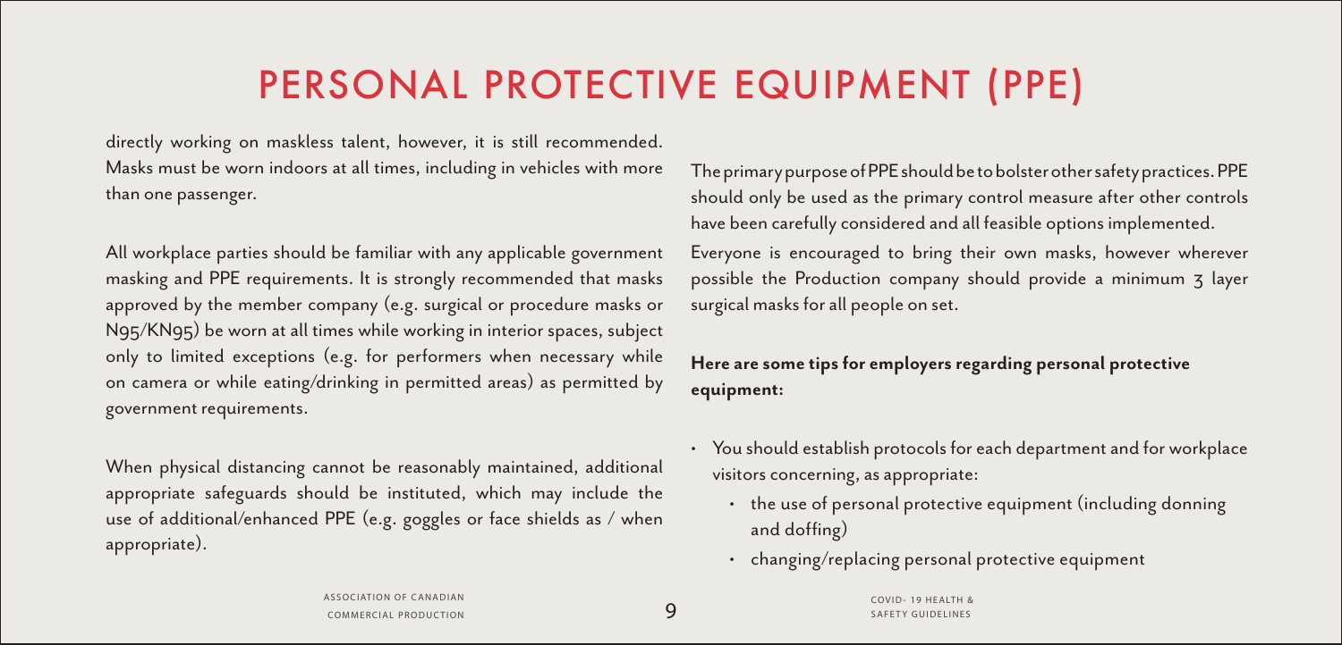# PERSONAL PROTECTIVE EQUIPMENT (PPE)

directly working on maskless talent, however, it is still recommended. Masks must be worn indoors at all times, including in vehicles with more than one passenger.

All workplace parties should be familiar with any applicable government masking and PPE requirements. It is strongly recommended that masks approved by the member company (e.g. surgical or procedure masks or N95/KN95) be worn at all times while working in interior spaces, subject only to limited exceptions (e.g. for performers when necessary while on camera or while eating/drinking in permitted areas) as permitted by government requirements.

When physical distancing cannot be reasonably maintained, additional appropriate safeguards should be instituted, which may include the use of additional/enhanced PPE (e.g. goggles or face shields as / when appropriate).

The primary purpose of PPE should be to bolster other safety practices. PPE should only be used as the primary control measure after other controls have been carefully considered and all feasible options implemented.

Everyone is encouraged to bring their own masks, however wherever possible the Production company should provide a minimum 3 layer surgical masks for all people on set.

**Here are some tips for employers regarding personal protective equipment:**

- You should establish protocols for each department and for workplace visitors concerning, as appropriate:
  - the use of personal protective equipment (including donning and doffing)
  - changing/replacing personal protective equipment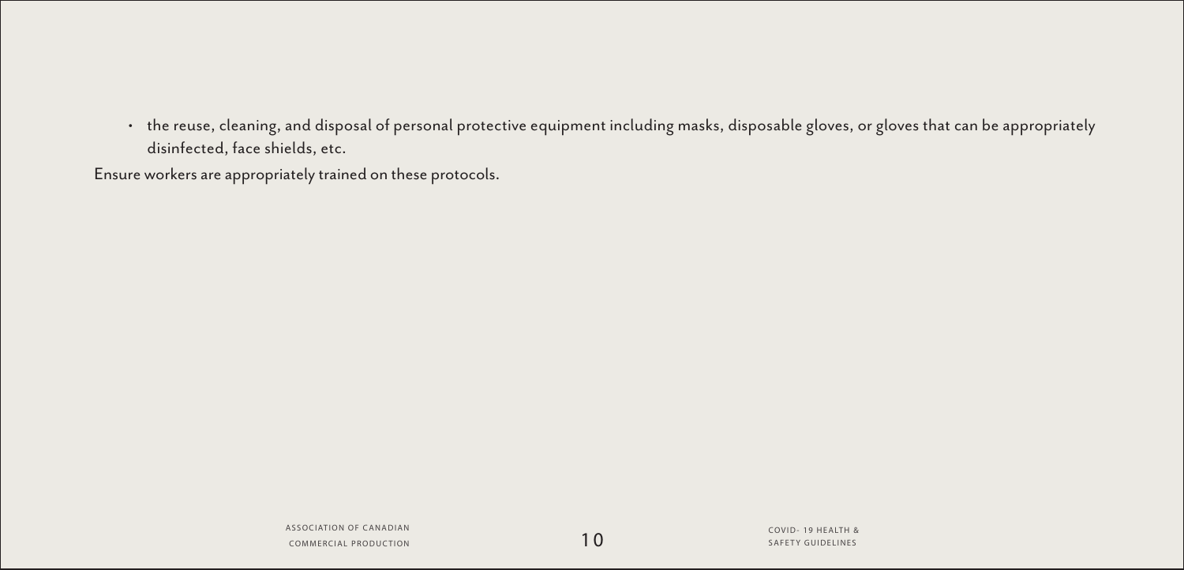- the reuse, cleaning, and disposal of personal protective equipment including masks, disposable gloves, or gloves that can be appropriately disinfected, face shields, etc.

Ensure workers are appropriately trained on these protocols.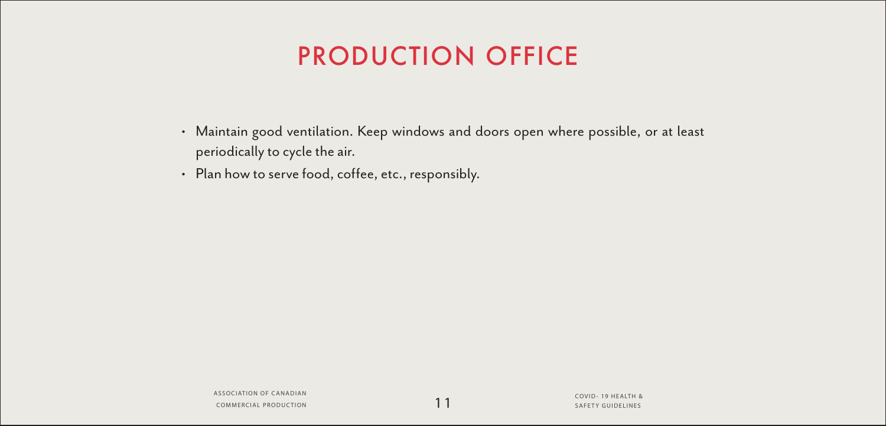# PRODUCTION OFFICE

- Maintain good ventilation. Keep windows and doors open where possible, or at least periodically to cycle the air.
- Plan how to serve food, coffee, etc., responsibly.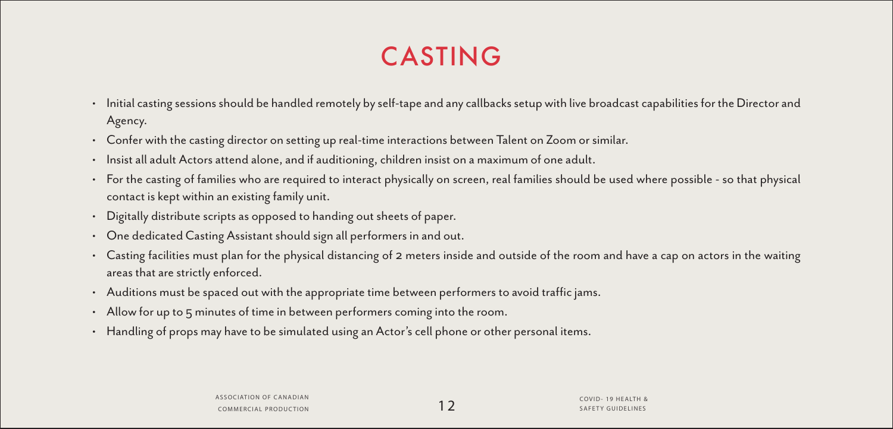# CASTING

- Initial casting sessions should be handled remotely by self-tape and any callbacks setup with live broadcast capabilities for the Director and Agency.
- Confer with the casting director on setting up real-time interactions between Talent on Zoom or similar.
- Insist all adult Actors attend alone, and if auditioning, children insist on a maximum of one adult.
- For the casting of families who are required to interact physically on screen, real families should be used where possible - so that physical contact is kept within an existing family unit.
- Digitally distribute scripts as opposed to handing out sheets of paper.
- One dedicated Casting Assistant should sign all performers in and out.
- Casting facilities must plan for the physical distancing of 2 meters inside and outside of the room and have a cap on actors in the waiting areas that are strictly enforced.
- Auditions must be spaced out with the appropriate time between performers to avoid traffic jams.
- Allow for up to 5 minutes of time in between performers coming into the room.
- Handling of props may have to be simulated using an Actor's cell phone or other personal items.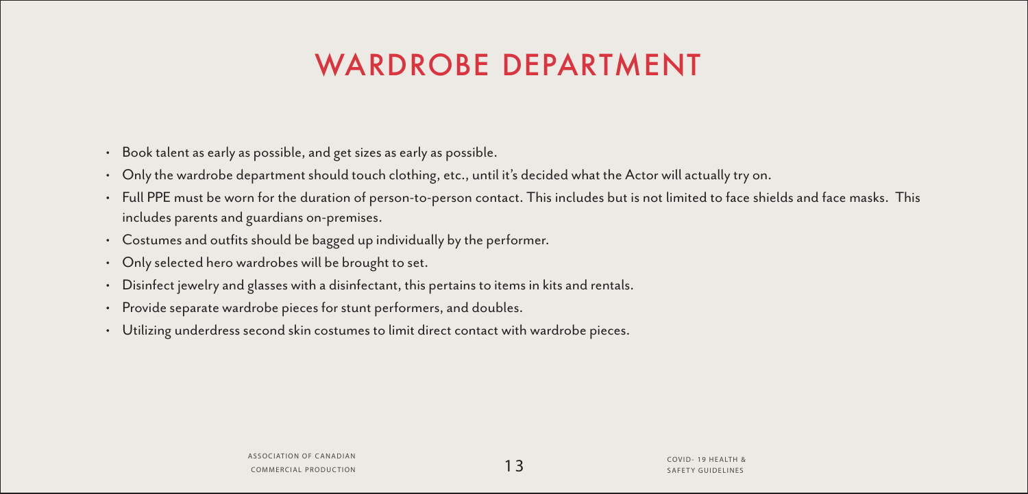# WARDROBE DEPARTMENT

- Book talent as early as possible, and get sizes as early as possible.
- Only the wardrobe department should touch clothing, etc., until it's decided what the Actor will actually try on.
- Full PPE must be worn for the duration of person-to-person contact. This includes but is not limited to face shields and face masks. This includes parents and guardians on-premises.
- Costumes and outfits should be bagged up individually by the performer.
- Only selected hero wardrobes will be brought to set.
- Disinfect jewelry and glasses with a disinfectant, this pertains to items in kits and rentals.
- Provide separate wardrobe pieces for stunt performers, and doubles.
- Utilizing underdress second skin costumes to limit direct contact with wardrobe pieces.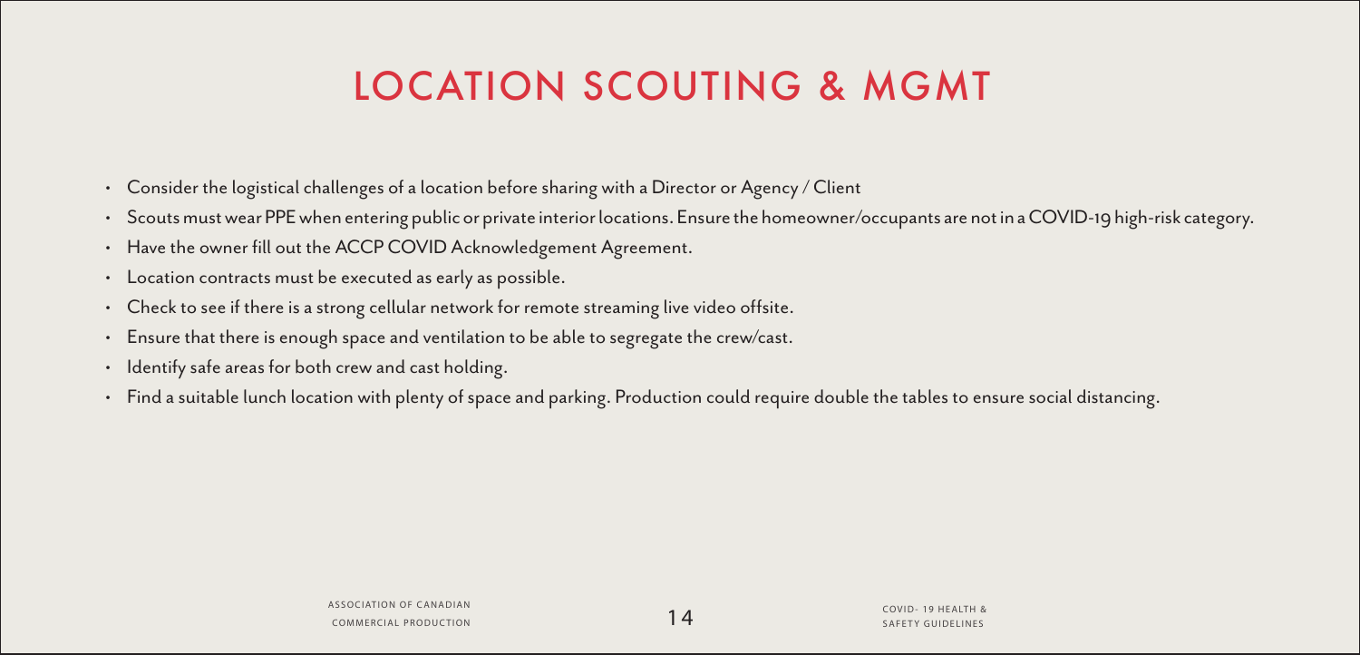# LOCATION SCOUTING & MGMT

- Consider the logistical challenges of a location before sharing with a Director or Agency / Client
- Scouts must wear PPE when entering public or private interior locations. Ensure the homeowner/occupants are not in a COVID-19 high-risk category.
- Have the owner fill out the ACCP COVID Acknowledgement Agreement.
- Location contracts must be executed as early as possible.
- Check to see if there is a strong cellular network for remote streaming live video offsite.
- Ensure that there is enough space and ventilation to be able to segregate the crew/cast.
- Identify safe areas for both crew and cast holding.
- Find a suitable lunch location with plenty of space and parking. Production could require double the tables to ensure social distancing.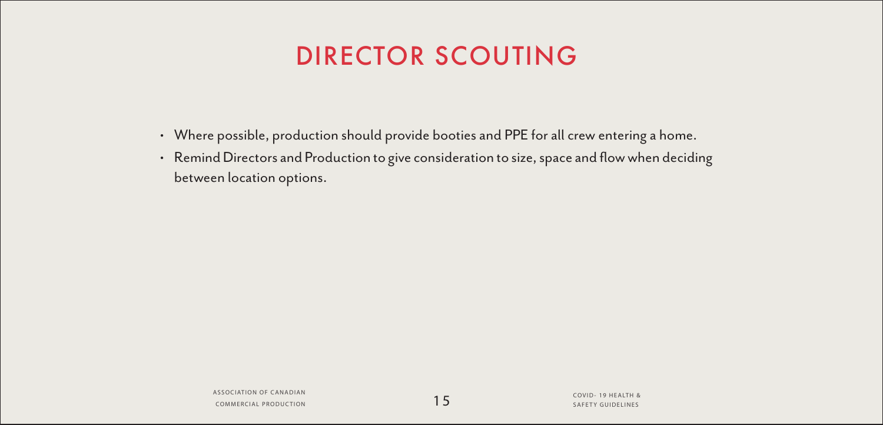# DIRECTOR SCOUTING

- Where possible, production should provide booties and PPE for all crew entering a home.
- Remind Directors and Production to give consideration to size, space and flow when deciding between location options.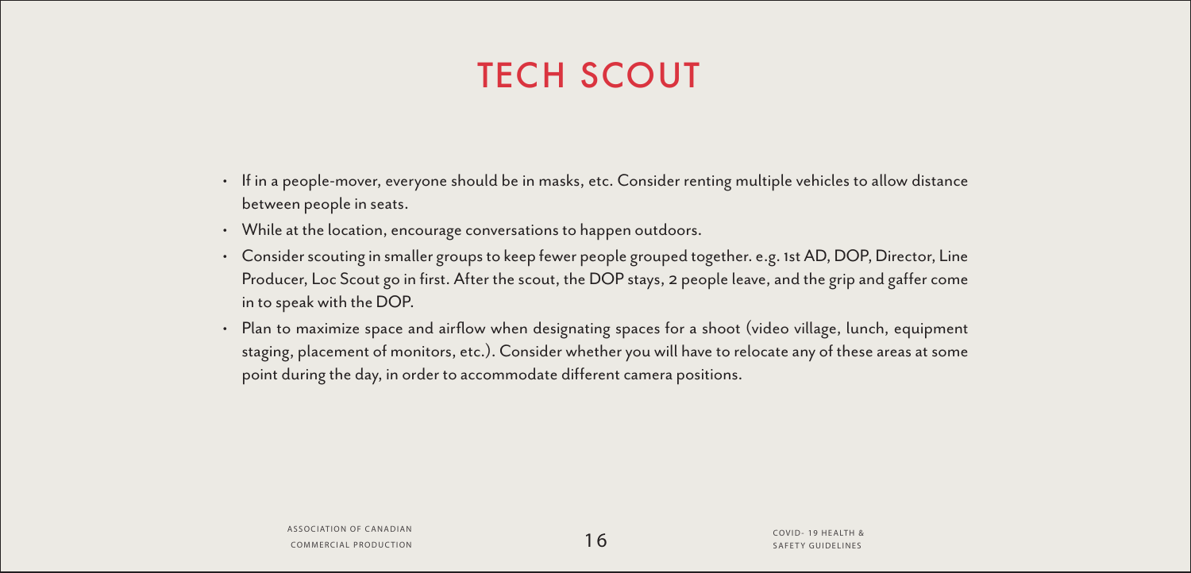# TECH SCOUT

- If in a people-mover, everyone should be in masks, etc. Consider renting multiple vehicles to allow distance between people in seats.
- While at the location, encourage conversations to happen outdoors.
- Consider scouting in smaller groups to keep fewer people grouped together. e.g. 1st AD, DOP, Director, Line Producer, Loc Scout go in first. After the scout, the DOP stays, 2 people leave, and the grip and gaffer come in to speak with the DOP.
- Plan to maximize space and airflow when designating spaces for a shoot (video village, lunch, equipment staging, placement of monitors, etc.). Consider whether you will have to relocate any of these areas at some point during the day, in order to accommodate different camera positions.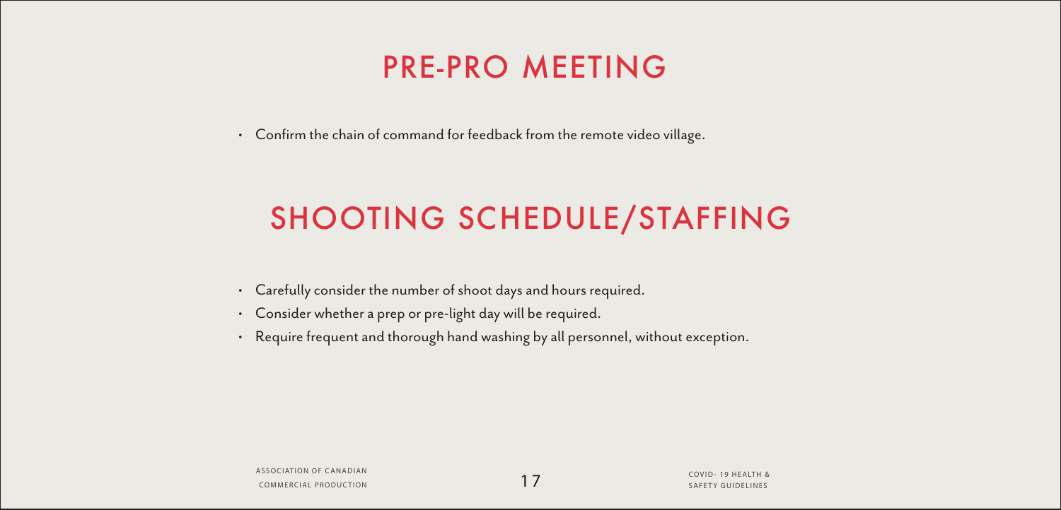# PRE-PRO MEETING

- Confirm the chain of command for feedback from the remote video village.

# SHOOTING SCHEDULE/STAFFING

- Carefully consider the number of shoot days and hours required.
- Consider whether a prep or pre-light day will be required.
- Require frequent and thorough hand washing by all personnel, without exception.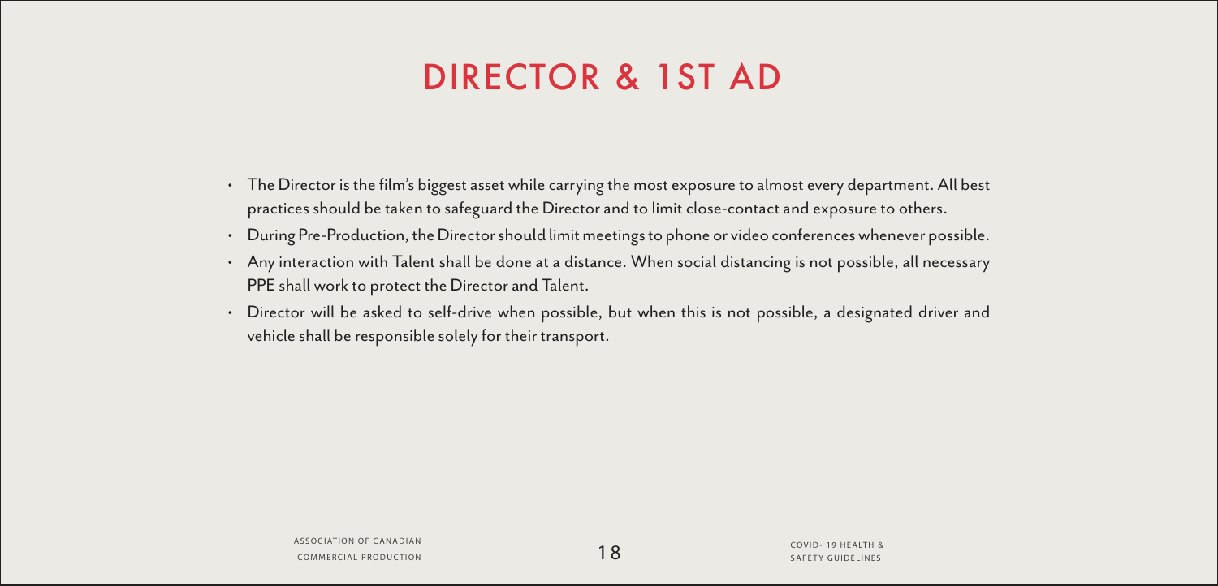# DIRECTOR & 1ST AD

- The Director is the film's biggest asset while carrying the most exposure to almost every department. All best practices should be taken to safeguard the Director and to limit close-contact and exposure to others.
- During Pre-Production, the Director should limit meetings to phone or video conferences whenever possible.
- Any interaction with Talent shall be done at a distance. When social distancing is not possible, all necessary PPE shall work to protect the Director and Talent.
- Director will be asked to self-drive when possible, but when this is not possible, a designated driver and vehicle shall be responsible solely for their transport.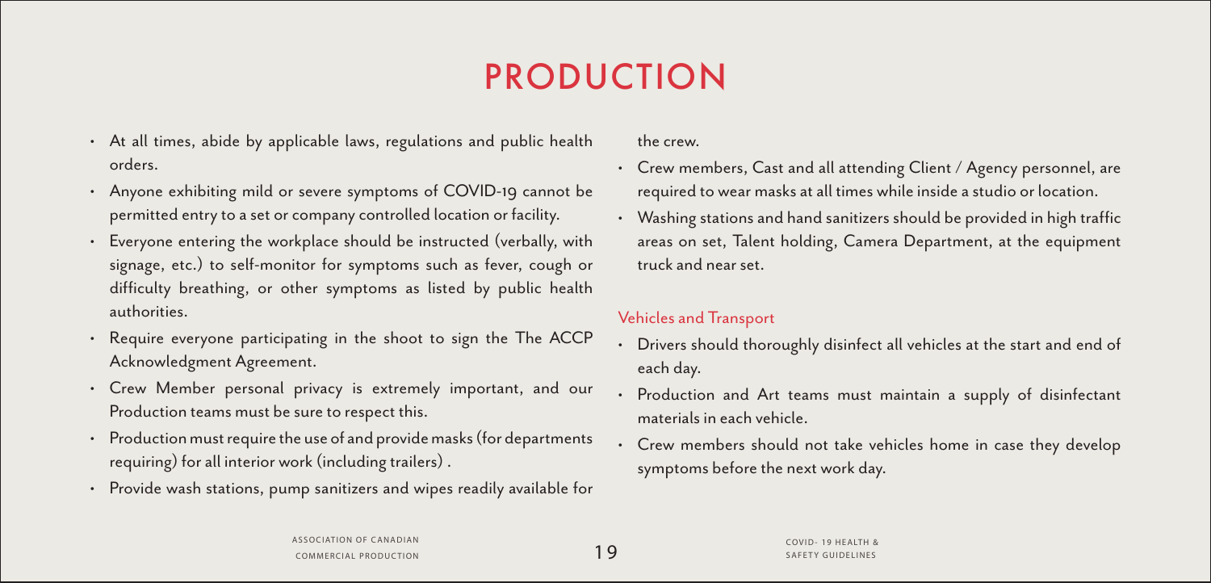# PRODUCTION

- At all times, abide by applicable laws, regulations and public health orders.
- Anyone exhibiting mild or severe symptoms of COVID-19 cannot be permitted entry to a set or company controlled location or facility.
- Everyone entering the workplace should be instructed (verbally, with signage, etc.) to self-monitor for symptoms such as fever, cough or difficulty breathing, or other symptoms as listed by public health authorities.
- Require everyone participating in the shoot to sign the The ACCP Acknowledgment Agreement.
- Crew Member personal privacy is extremely important, and our Production teams must be sure to respect this.
- Production must require the use of and provide masks (for departments requiring) for all interior work (including trailers) .
- Provide wash stations, pump sanitizers and wipes readily available for the crew.
- Crew members, Cast and all attending Client / Agency personnel, are required to wear masks at all times while inside a studio or location.
- Washing stations and hand sanitizers should be provided in high traffic areas on set, Talent holding, Camera Department, at the equipment truck and near set.

## Vehicles and Transport

- Drivers should thoroughly disinfect all vehicles at the start and end of each day.
- Production and Art teams must maintain a supply of disinfectant materials in each vehicle.
- Crew members should not take vehicles home in case they develop symptoms before the next work day.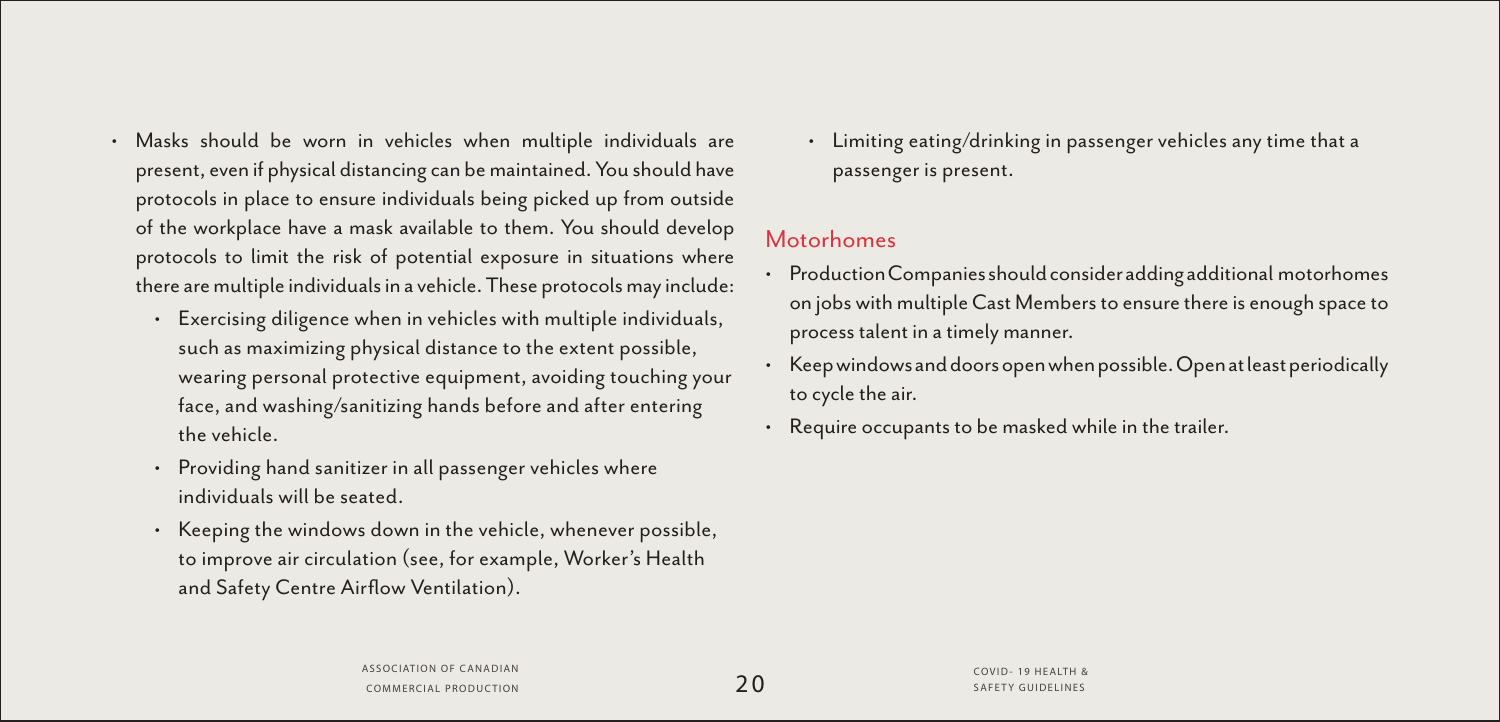- Masks should be worn in vehicles when multiple individuals are present, even if physical distancing can be maintained. You should have protocols in place to ensure individuals being picked up from outside of the workplace have a mask available to them. You should develop protocols to limit the risk of potential exposure in situations where there are multiple individuals in a vehicle. These protocols may include:
  - Exercising diligence when in vehicles with multiple individuals, such as maximizing physical distance to the extent possible, wearing personal protective equipment, avoiding touching your face, and washing/sanitizing hands before and after entering the vehicle.
  - Providing hand sanitizer in all passenger vehicles where individuals will be seated.
  - Keeping the windows down in the vehicle, whenever possible, to improve air circulation (see, for example, Worker's Health and Safety Centre Airflow Ventilation).
  - Limiting eating/drinking in passenger vehicles any time that a passenger is present.

## Motorhomes

- Production Companies should consider adding additional motorhomes on jobs with multiple Cast Members to ensure there is enough space to process talent in a timely manner.
- Keep windows and doors open when possible. Open at least periodically to cycle the air.
- Require occupants to be masked while in the trailer.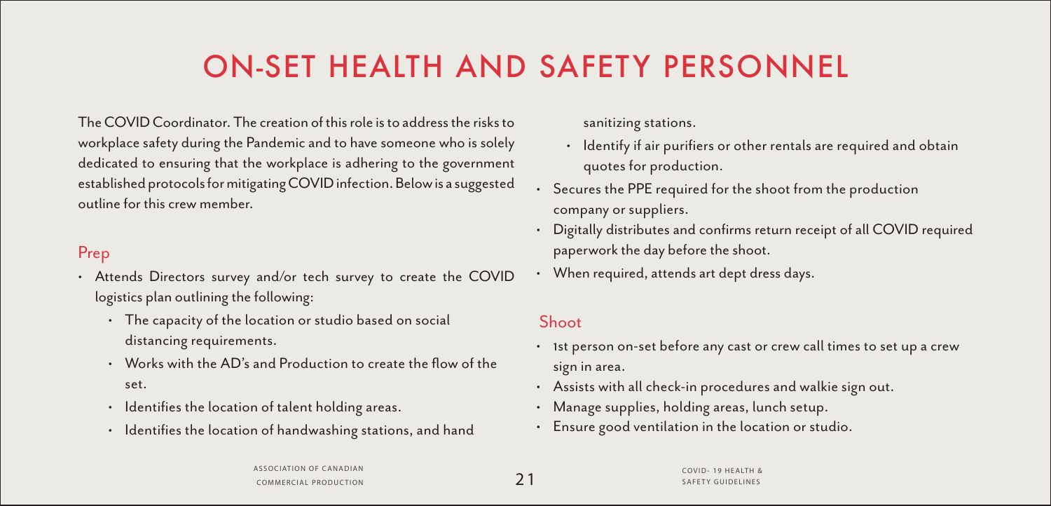# ON-SET HEALTH AND SAFETY PERSONNEL

The COVID Coordinator. The creation of this role is to address the risks to workplace safety during the Pandemic and to have someone who is solely dedicated to ensuring that the workplace is adhering to the government established protocols for mitigating COVID infection. Below is a suggested outline for this crew member.

## Prep

- Attends Directors survey and/or tech survey to create the COVID logistics plan outlining the following:
  - The capacity of the location or studio based on social distancing requirements.
  - Works with the AD's and Production to create the flow of the set.
  - Identifies the location of talent holding areas.
  - Identifies the location of handwashing stations, and hand sanitizing stations.
  - Identify if air purifiers or other rentals are required and obtain quotes for production.
- Secures the PPE required for the shoot from the production company or suppliers.
- Digitally distributes and confirms return receipt of all COVID required paperwork the day before the shoot.
- When required, attends art dept dress days.

## Shoot

- 1st person on-set before any cast or crew call times to set up a crew sign in area.
- Assists with all check-in procedures and walkie sign out.
- Manage supplies, holding areas, lunch setup.
- Ensure good ventilation in the location or studio.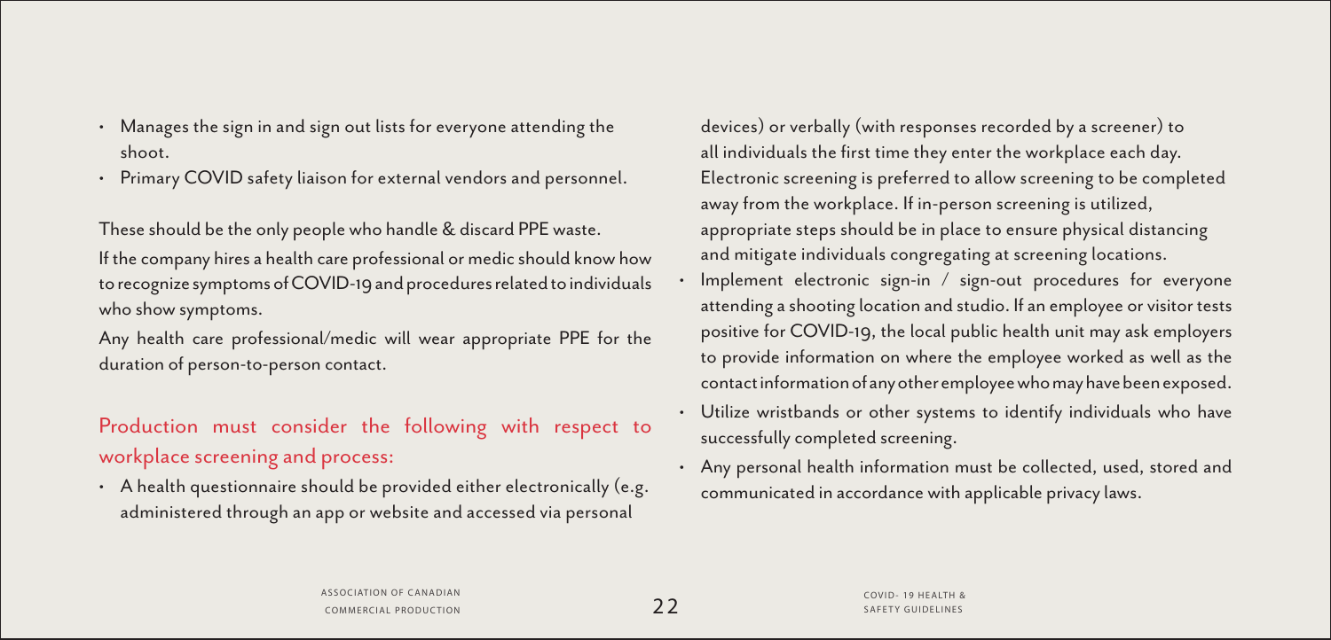- Manages the sign in and sign out lists for everyone attending the shoot.
- Primary COVID safety liaison for external vendors and personnel.

These should be the only people who handle & discard PPE waste.

If the company hires a health care professional or medic should know how to recognize symptoms of COVID-19 and procedures related to individuals who show symptoms.

Any health care professional/medic will wear appropriate PPE for the duration of person-to-person contact.

## Production must consider the following with respect to workplace screening and process:

- A health questionnaire should be provided either electronically (e.g. administered through an app or website and accessed via personal devices) or verbally (with responses recorded by a screener) to all individuals the first time they enter the workplace each day. Electronic screening is preferred to allow screening to be completed away from the workplace. If in-person screening is utilized, appropriate steps should be in place to ensure physical distancing and mitigate individuals congregating at screening locations.
- Implement electronic sign-in / sign-out procedures for everyone attending a shooting location and studio. If an employee or visitor tests positive for COVID-19, the local public health unit may ask employers to provide information on where the employee worked as well as the contact information of any other employee who may have been exposed.
- Utilize wristbands or other systems to identify individuals who have successfully completed screening.
- Any personal health information must be collected, used, stored and communicated in accordance with applicable privacy laws.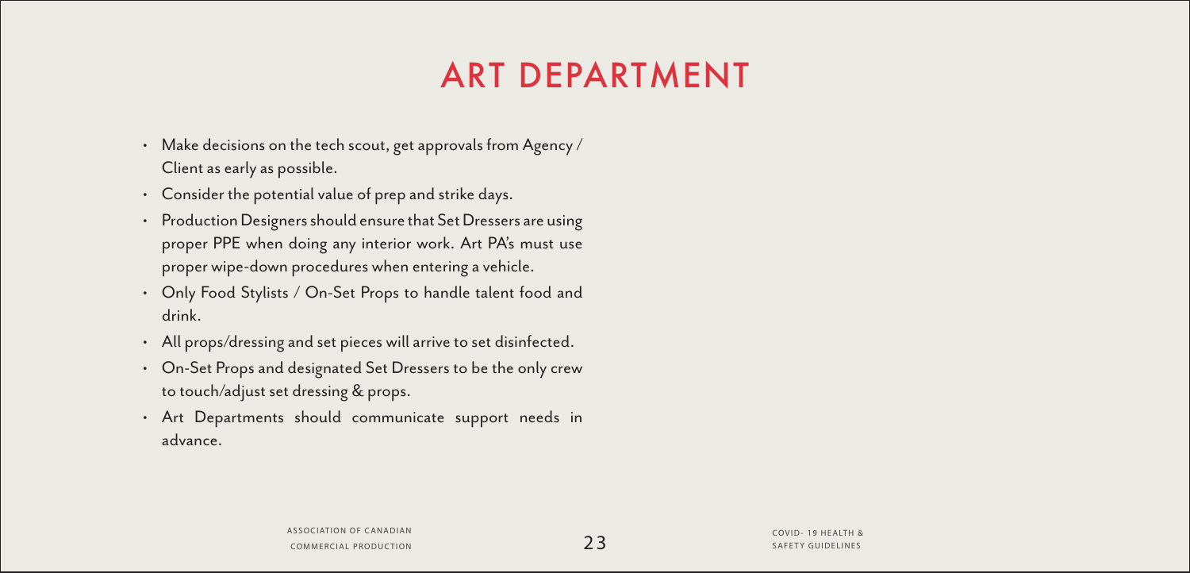# ART DEPARTMENT

- Make decisions on the tech scout, get approvals from Agency / Client as early as possible.
- Consider the potential value of prep and strike days.
- Production Designers should ensure that Set Dressers are using proper PPE when doing any interior work. Art PA's must use proper wipe-down procedures when entering a vehicle.
- Only Food Stylists / On-Set Props to handle talent food and drink.
- All props/dressing and set pieces will arrive to set disinfected.
- On-Set Props and designated Set Dressers to be the only crew to touch/adjust set dressing & props.
- Art Departments should communicate support needs in advance.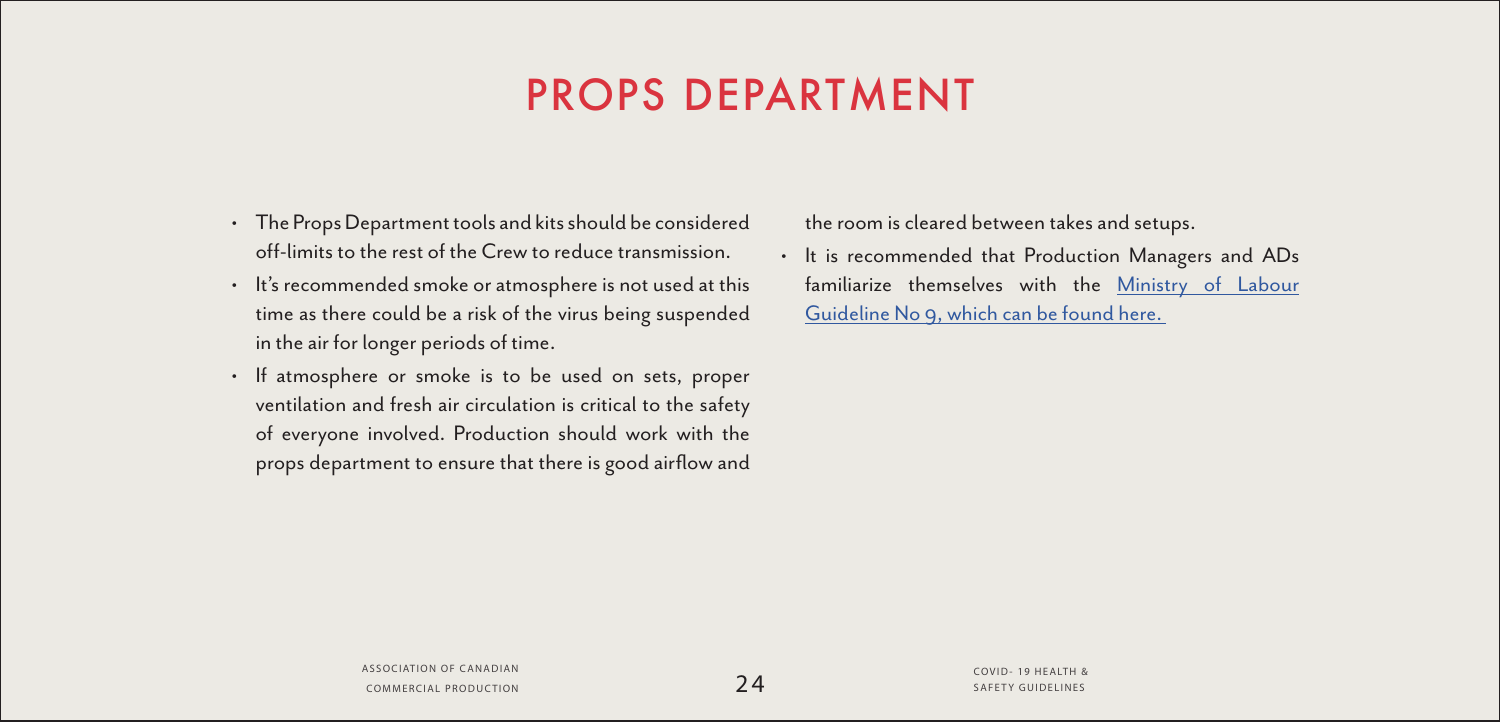# PROPS DEPARTMENT

- The Props Department tools and kits should be considered off-limits to the rest of the Crew to reduce transmission.
- It's recommended smoke or atmosphere is not used at this time as there could be a risk of the virus being suspended in the air for longer periods of time.
- If atmosphere or smoke is to be used on sets, proper ventilation and fresh air circulation is critical to the safety of everyone involved. Production should work with the props department to ensure that there is good airflow and the room is cleared between takes and setups.
- It is recommended that Production Managers and ADs familiarize themselves with the Ministry of Labour Guideline No 9, which can be found here.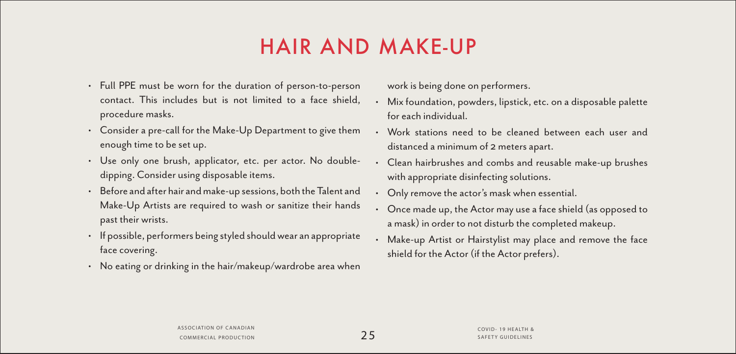# HAIR AND MAKE-UP

- Full PPE must be worn for the duration of person-to-person contact. This includes but is not limited to a face shield, procedure masks.
- Consider a pre-call for the Make-Up Department to give them enough time to be set up.
- Use only one brush, applicator, etc. per actor. No double-dipping. Consider using disposable items.
- Before and after hair and make-up sessions, both the Talent and Make-Up Artists are required to wash or sanitize their hands past their wrists.
- If possible, performers being styled should wear an appropriate face covering.
- No eating or drinking in the hair/makeup/wardrobe area when work is being done on performers.
- Mix foundation, powders, lipstick, etc. on a disposable palette for each individual.
- Work stations need to be cleaned between each user and distanced a minimum of 2 meters apart.
- Clean hairbrushes and combs and reusable make-up brushes with appropriate disinfecting solutions.
- Only remove the actor's mask when essential.
- Once made up, the Actor may use a face shield (as opposed to a mask) in order to not disturb the completed makeup.
- Make-up Artist or Hairstylist may place and remove the face shield for the Actor (if the Actor prefers).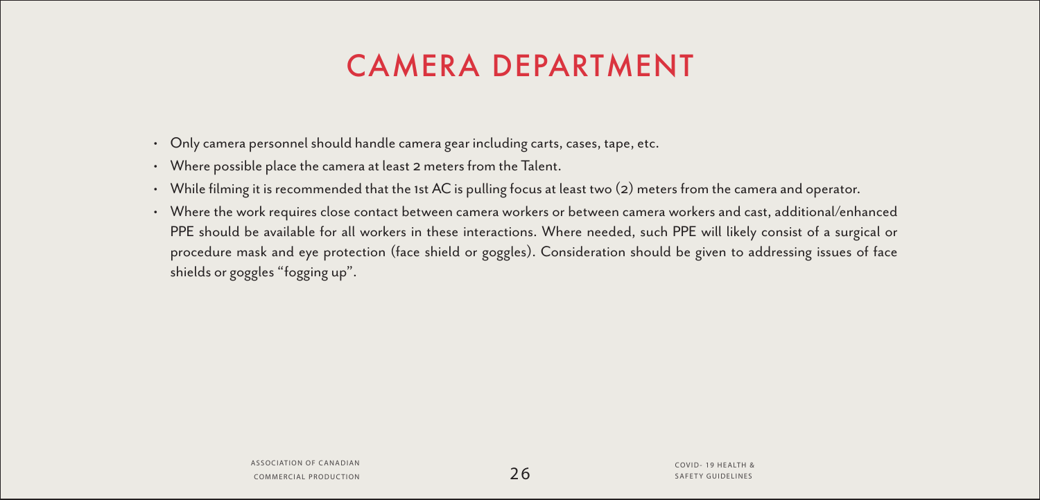# CAMERA DEPARTMENT

- Only camera personnel should handle camera gear including carts, cases, tape, etc.
- Where possible place the camera at least 2 meters from the Talent.
- While filming it is recommended that the 1st AC is pulling focus at least two (2) meters from the camera and operator.
- Where the work requires close contact between camera workers or between camera workers and cast, additional/enhanced PPE should be available for all workers in these interactions. Where needed, such PPE will likely consist of a surgical or procedure mask and eye protection (face shield or goggles). Consideration should be given to addressing issues of face shields or goggles "fogging up".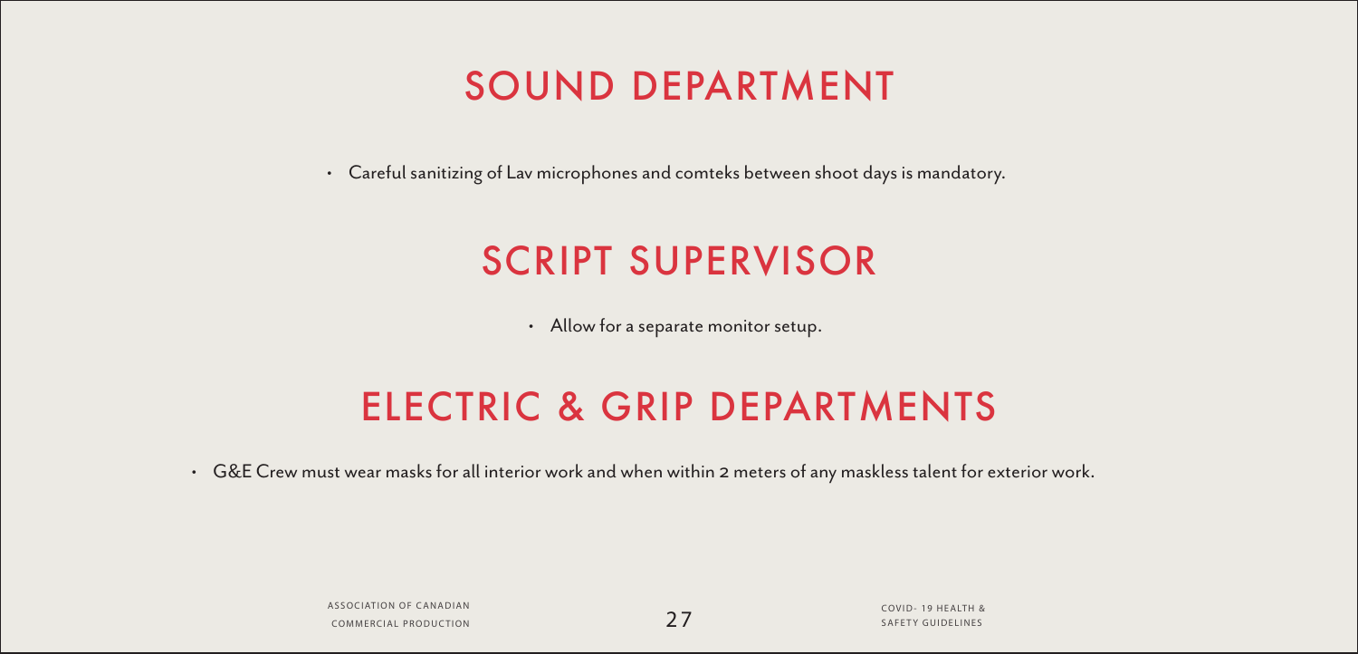## SOUND DEPARTMENT

- Careful sanitizing of Lav microphones and comteks between shoot days is mandatory.

## SCRIPT SUPERVISOR

- Allow for a separate monitor setup.

## ELECTRIC & GRIP DEPARTMENTS

- G&E Crew must wear masks for all interior work and when within 2 meters of any maskless talent for exterior work.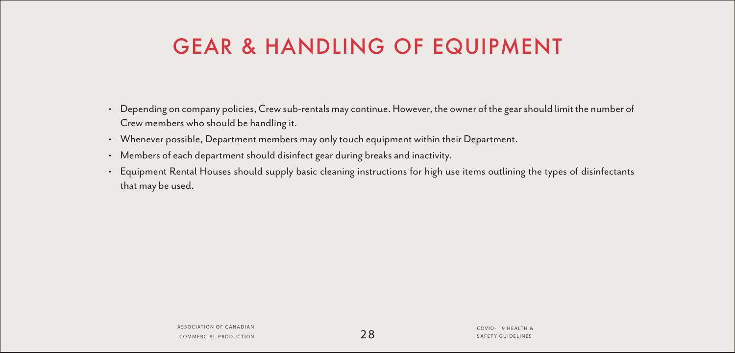# GEAR & HANDLING OF EQUIPMENT

- Depending on company policies, Crew sub-rentals may continue. However, the owner of the gear should limit the number of Crew members who should be handling it.
- Whenever possible, Department members may only touch equipment within their Department.
- Members of each department should disinfect gear during breaks and inactivity.
- Equipment Rental Houses should supply basic cleaning instructions for high use items outlining the types of disinfectants that may be used.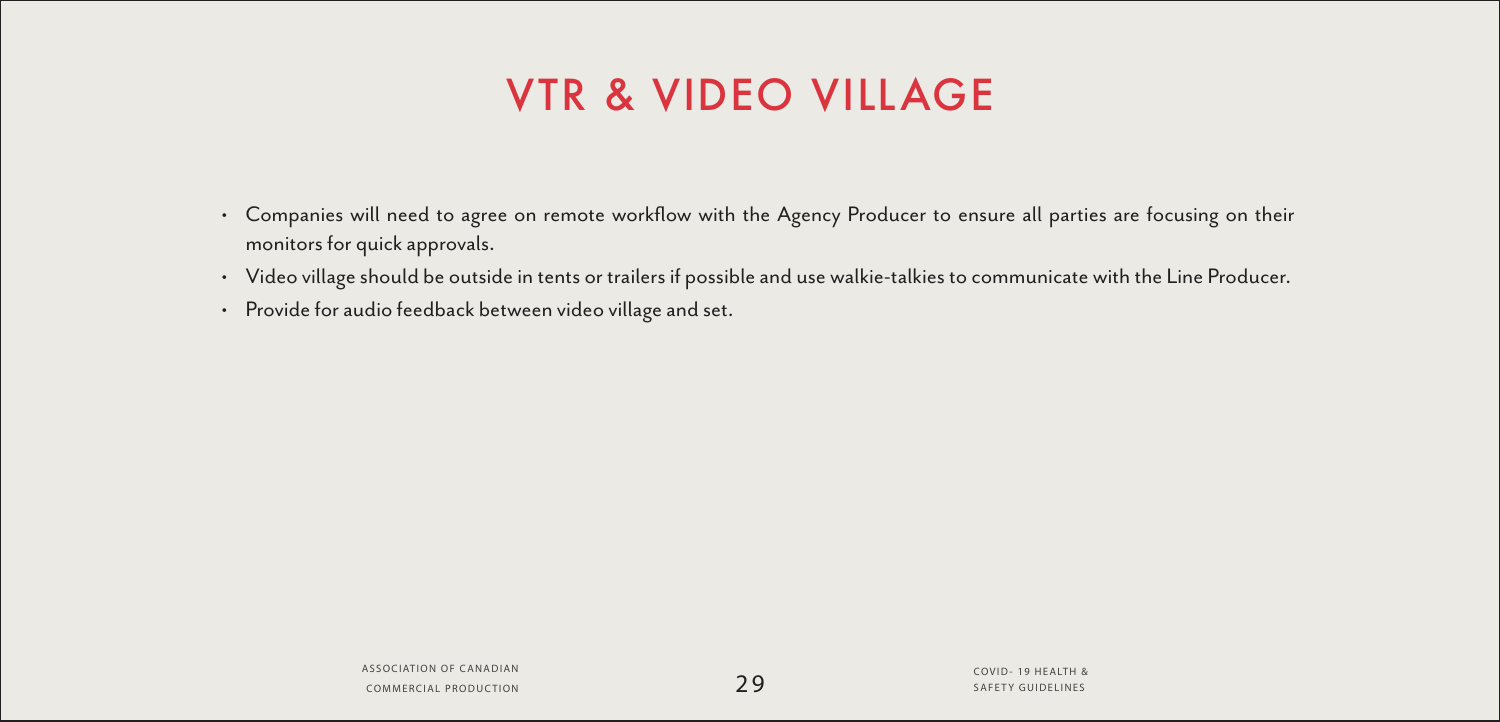# VTR & VIDEO VILLAGE

- Companies will need to agree on remote workflow with the Agency Producer to ensure all parties are focusing on their monitors for quick approvals.
- Video village should be outside in tents or trailers if possible and use walkie-talkies to communicate with the Line Producer.
- Provide for audio feedback between video village and set.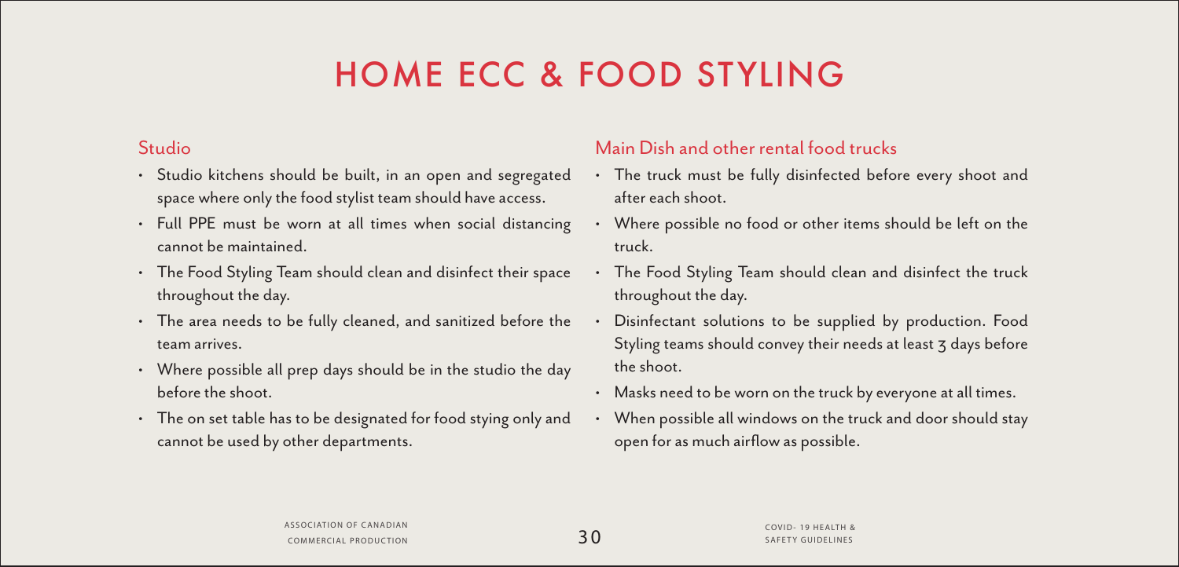# HOME ECC & FOOD STYLING

## Studio

- Studio kitchens should be built, in an open and segregated space where only the food stylist team should have access.
- Full PPE must be worn at all times when social distancing cannot be maintained.
- The Food Styling Team should clean and disinfect their space throughout the day.
- The area needs to be fully cleaned, and sanitized before the team arrives.
- Where possible all prep days should be in the studio the day before the shoot.
- The on set table has to be designated for food stying only and cannot be used by other departments.

## Main Dish and other rental food trucks

- The truck must be fully disinfected before every shoot and after each shoot.
- Where possible no food or other items should be left on the truck.
- The Food Styling Team should clean and disinfect the truck throughout the day.
- Disinfectant solutions to be supplied by production. Food Styling teams should convey their needs at least 3 days before the shoot.
- Masks need to be worn on the truck by everyone at all times.
- When possible all windows on the truck and door should stay open for as much airflow as possible.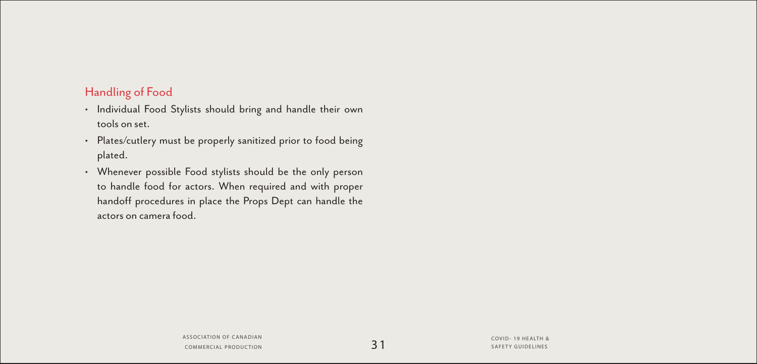## Handling of Food

- Individual Food Stylists should bring and handle their own tools on set.
- Plates/cutlery must be properly sanitized prior to food being plated.
- Whenever possible Food stylists should be the only person to handle food for actors. When required and with proper handoff procedures in place the Props Dept can handle the actors on camera food.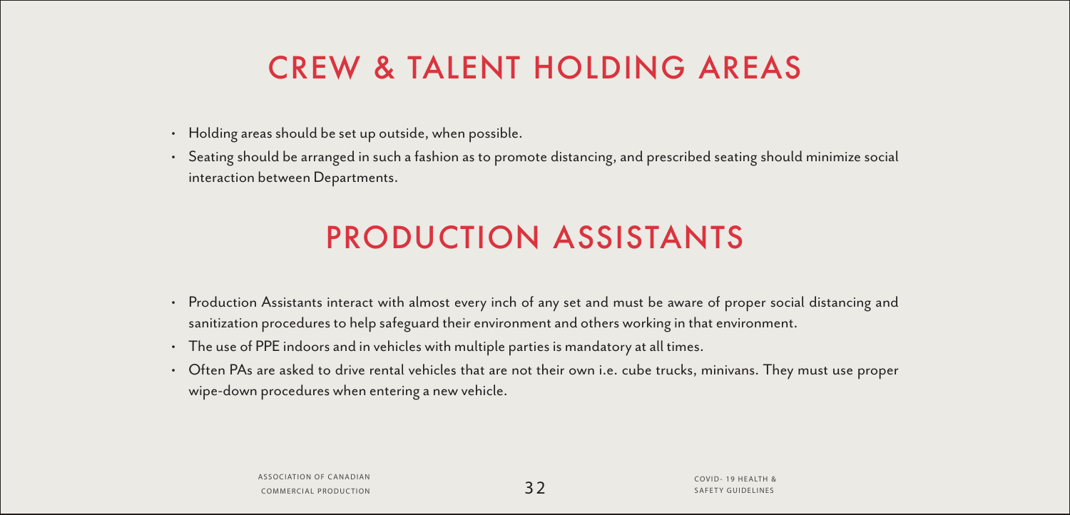## CREW & TALENT HOLDING AREAS

- Holding areas should be set up outside, when possible.
- Seating should be arranged in such a fashion as to promote distancing, and prescribed seating should minimize social interaction between Departments.

## PRODUCTION ASSISTANTS

- Production Assistants interact with almost every inch of any set and must be aware of proper social distancing and sanitization procedures to help safeguard their environment and others working in that environment.
- The use of PPE indoors and in vehicles with multiple parties is mandatory at all times.
- Often PAs are asked to drive rental vehicles that are not their own i.e. cube trucks, minivans. They must use proper wipe-down procedures when entering a new vehicle.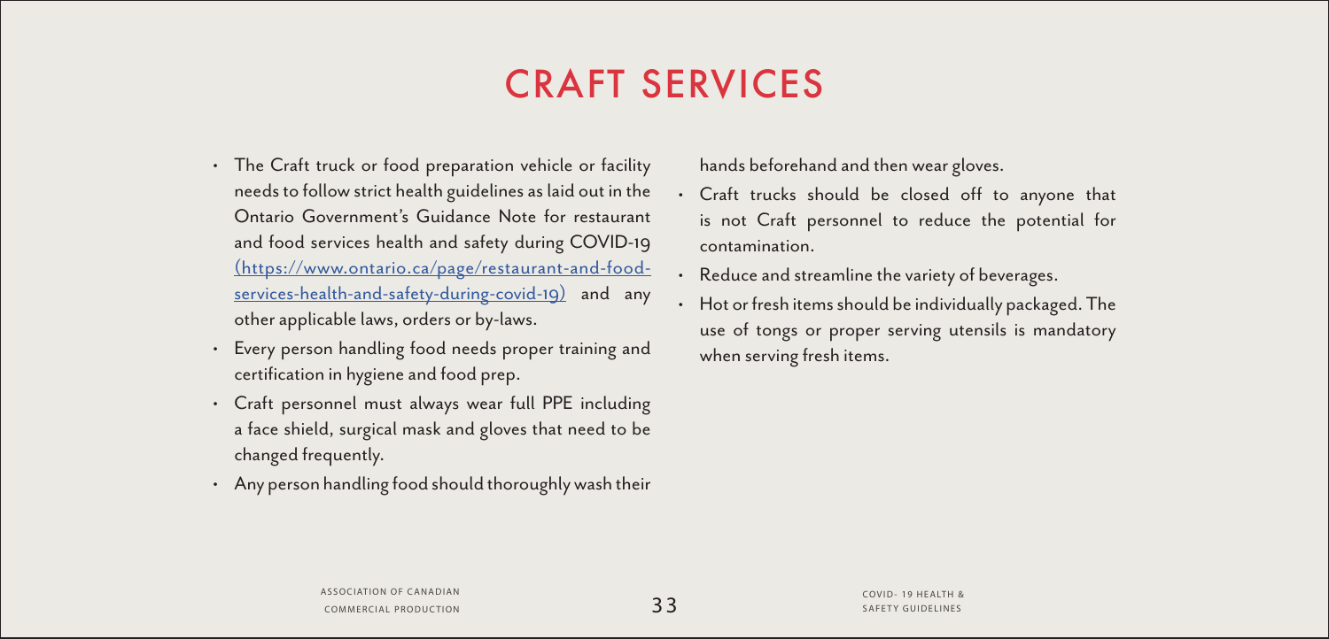# CRAFT SERVICES

- The Craft truck or food preparation vehicle or facility needs to follow strict health guidelines as laid out in the Ontario Government's Guidance Note for restaurant and food services health and safety during COVID-19 [(https://www.ontario.ca/page/restaurant-and-food-services-health-and-safety-during-covid-19)](https://www.ontario.ca/page/restaurant-and-food-services-health-and-safety-during-covid-19) and any other applicable laws, orders or by-laws.
- Every person handling food needs proper training and certification in hygiene and food prep.
- Craft personnel must always wear full PPE including a face shield, surgical mask and gloves that need to be changed frequently.
- Any person handling food should thoroughly wash their hands beforehand and then wear gloves.
- Craft trucks should be closed off to anyone that is not Craft personnel to reduce the potential for contamination.
- Reduce and streamline the variety of beverages.
- Hot or fresh items should be individually packaged. The use of tongs or proper serving utensils is mandatory when serving fresh items.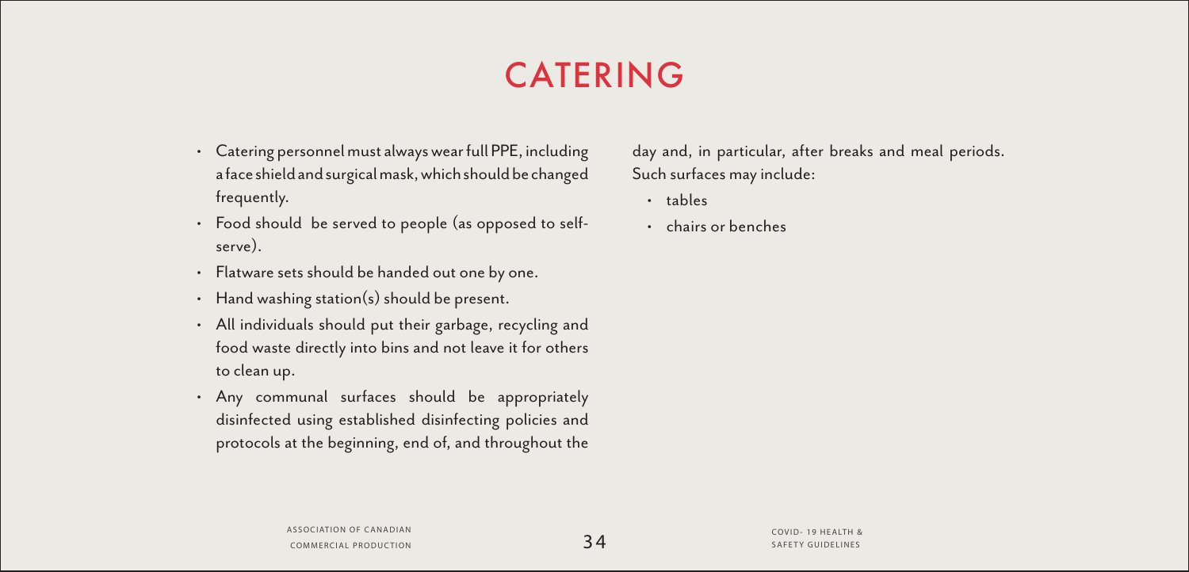# CATERING

- Catering personnel must always wear full PPE, including a face shield and surgical mask, which should be changed frequently.
- Food should be served to people (as opposed to self-serve).
- Flatware sets should be handed out one by one.
- Hand washing station(s) should be present.
- All individuals should put their garbage, recycling and food waste directly into bins and not leave it for others to clean up.
- Any communal surfaces should be appropriately disinfected using established disinfecting policies and protocols at the beginning, end of, and throughout the day and, in particular, after breaks and meal periods. Such surfaces may include:
  - tables
  - chairs or benches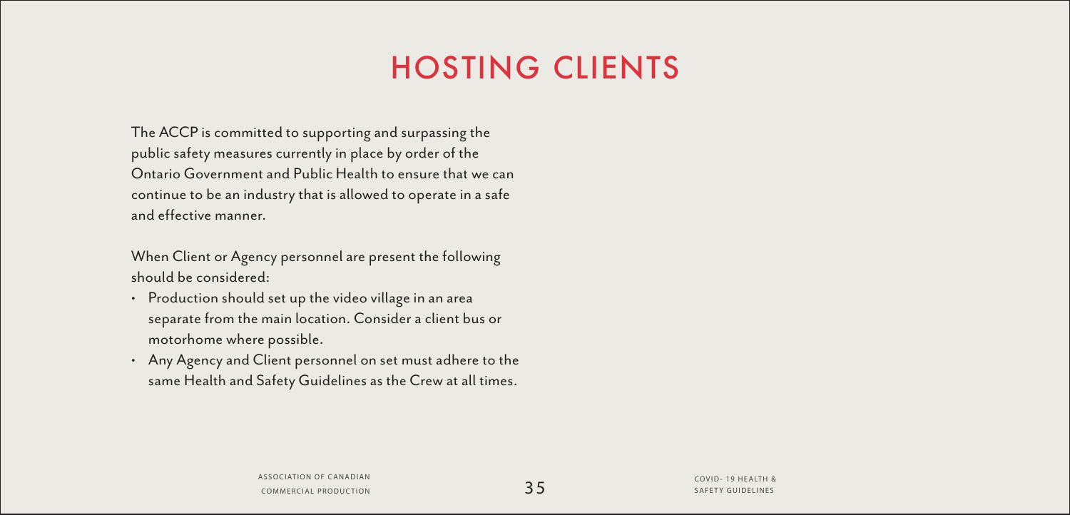# HOSTING CLIENTS

The ACCP is committed to supporting and surpassing the public safety measures currently in place by order of the Ontario Government and Public Health to ensure that we can continue to be an industry that is allowed to operate in a safe and effective manner.

When Client or Agency personnel are present the following should be considered:

- Production should set up the video village in an area separate from the main location. Consider a client bus or motorhome where possible.
- Any Agency and Client personnel on set must adhere to the same Health and Safety Guidelines as the Crew at all times.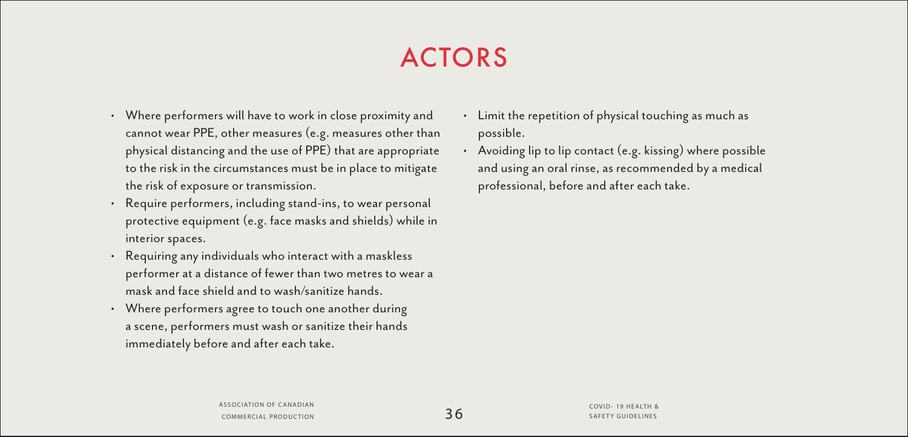# ACTORS

- Where performers will have to work in close proximity and cannot wear PPE, other measures (e.g. measures other than physical distancing and the use of PPE) that are appropriate to the risk in the circumstances must be in place to mitigate the risk of exposure or transmission.
- Require performers, including stand-ins, to wear personal protective equipment (e.g. face masks and shields) while in interior spaces.
- Requiring any individuals who interact with a maskless performer at a distance of fewer than two metres to wear a mask and face shield and to wash/sanitize hands.
- Where performers agree to touch one another during a scene, performers must wash or sanitize their hands immediately before and after each take.
- Limit the repetition of physical touching as much as possible.
- Avoiding lip to lip contact (e.g. kissing) where possible and using an oral rinse, as recommended by a medical professional, before and after each take.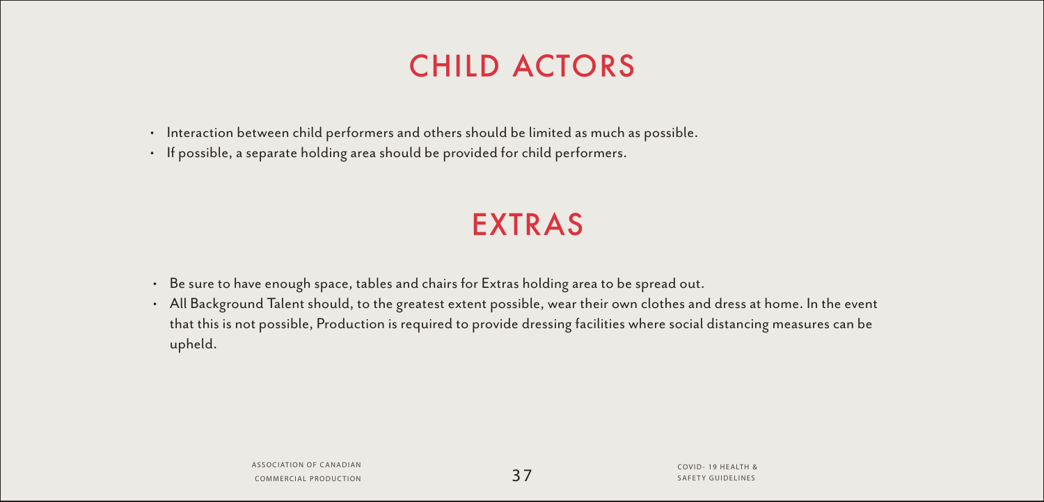# CHILD ACTORS

- Interaction between child performers and others should be limited as much as possible.
- If possible, a separate holding area should be provided for child performers.

# EXTRAS

- Be sure to have enough space, tables and chairs for Extras holding area to be spread out.
- All Background Talent should, to the greatest extent possible, wear their own clothes and dress at home. In the event that this is not possible, Production is required to provide dressing facilities where social distancing measures can be upheld.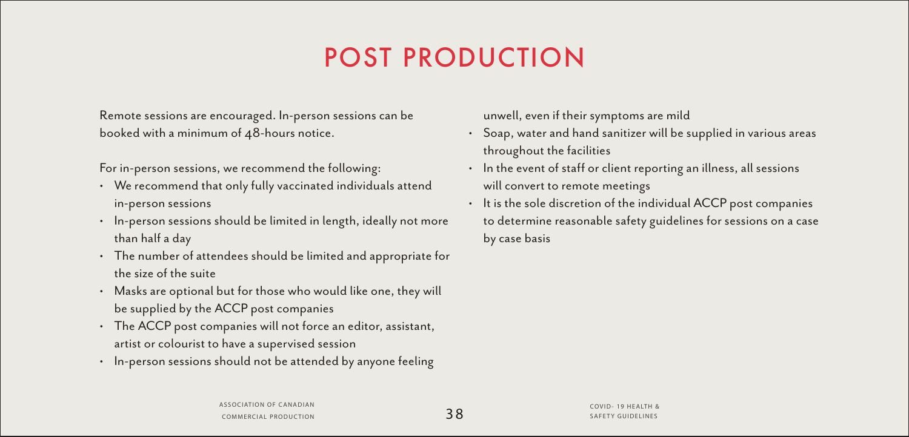# POST PRODUCTION

Remote sessions are encouraged. In-person sessions can be booked with a minimum of 48-hours notice.

For in-person sessions, we recommend the following:

- We recommend that only fully vaccinated individuals attend in-person sessions
- In-person sessions should be limited in length, ideally not more than half a day
- The number of attendees should be limited and appropriate for the size of the suite
- Masks are optional but for those who would like one, they will be supplied by the ACCP post companies
- The ACCP post companies will not force an editor, assistant, artist or colourist to have a supervised session
- In-person sessions should not be attended by anyone feeling unwell, even if their symptoms are mild
- Soap, water and hand sanitizer will be supplied in various areas throughout the facilities
- In the event of staff or client reporting an illness, all sessions will convert to remote meetings
- It is the sole discretion of the individual ACCP post companies to determine reasonable safety guidelines for sessions on a case by case basis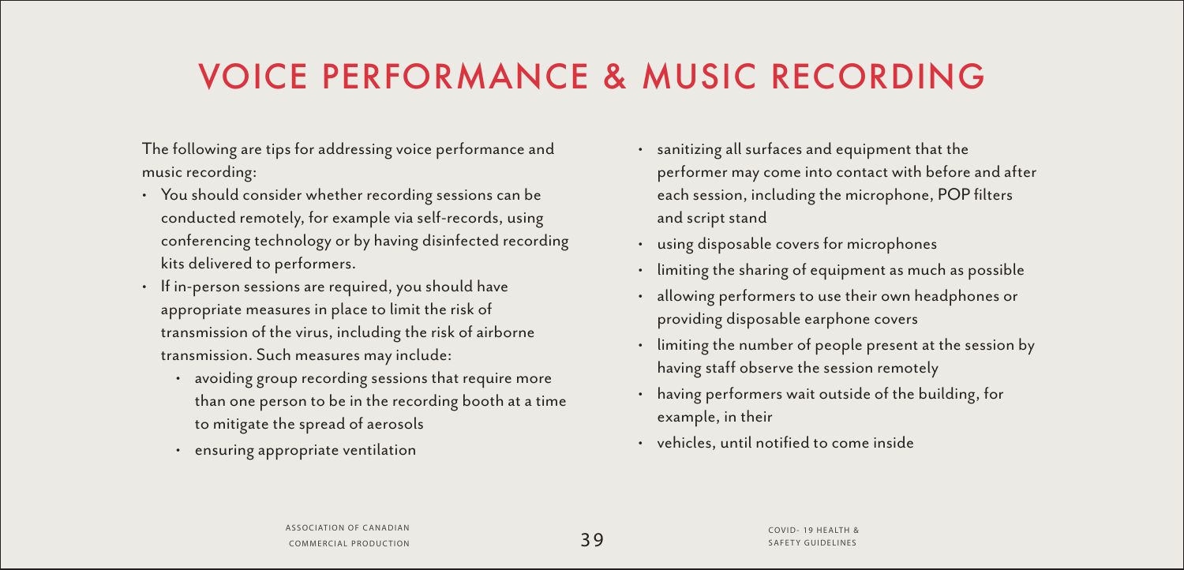# VOICE PERFORMANCE & MUSIC RECORDING

The following are tips for addressing voice performance and music recording:

- You should consider whether recording sessions can be conducted remotely, for example via self-records, using conferencing technology or by having disinfected recording kits delivered to performers.
- If in-person sessions are required, you should have appropriate measures in place to limit the risk of transmission of the virus, including the risk of airborne transmission. Such measures may include:
  - avoiding group recording sessions that require more than one person to be in the recording booth at a time to mitigate the spread of aerosols
  - ensuring appropriate ventilation
  - sanitizing all surfaces and equipment that the performer may come into contact with before and after each session, including the microphone, POP filters and script stand
  - using disposable covers for microphones
  - limiting the sharing of equipment as much as possible
  - allowing performers to use their own headphones or providing disposable earphone covers
  - limiting the number of people present at the session by having staff observe the session remotely
  - having performers wait outside of the building, for example, in their
  - vehicles, until notified to come inside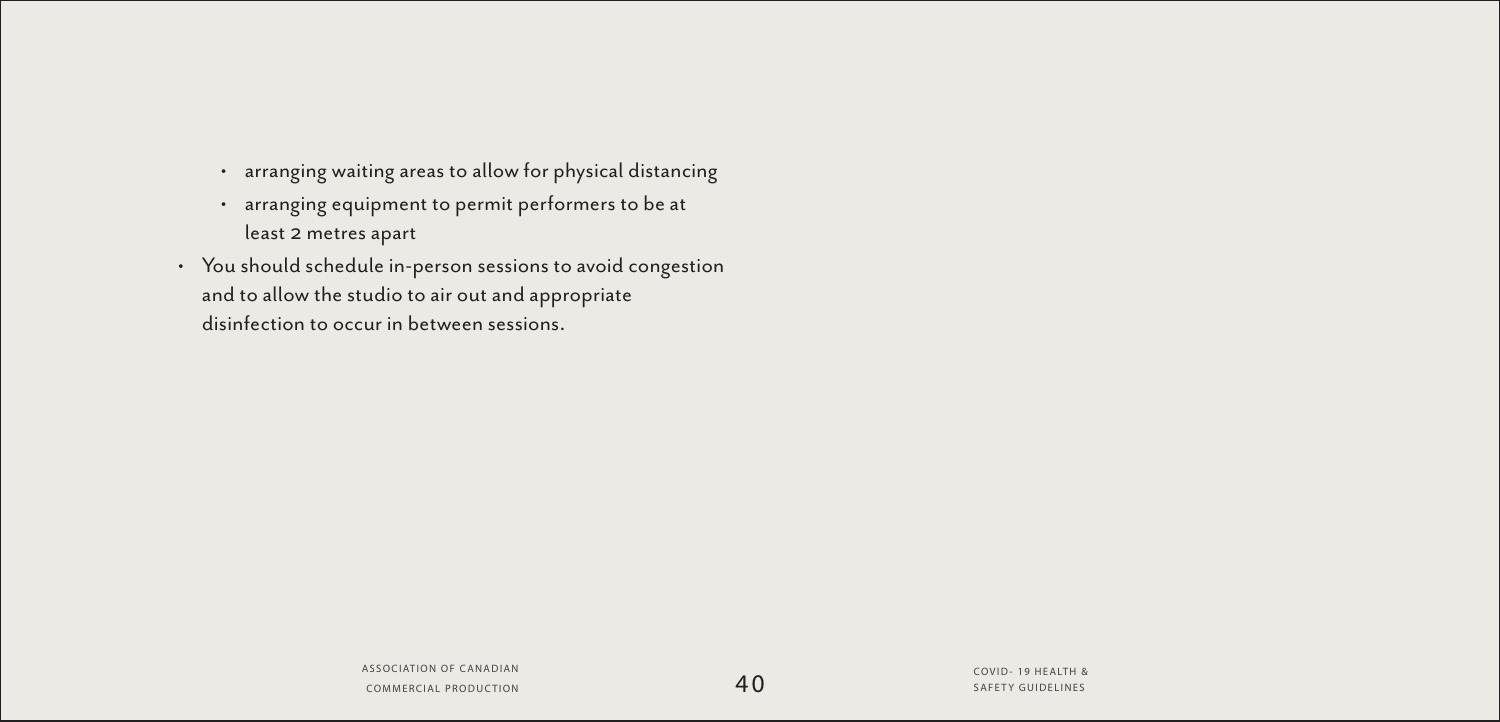- arranging waiting areas to allow for physical distancing
  - arranging equipment to permit performers to be at least 2 metres apart
- You should schedule in-person sessions to avoid congestion and to allow the studio to air out and appropriate disinfection to occur in between sessions.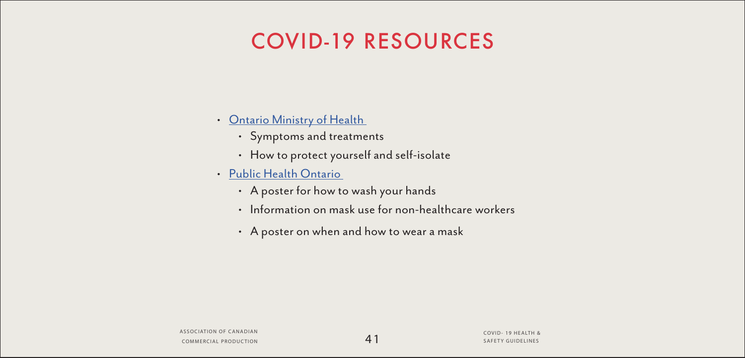# COVID-19 RESOURCES

- Ontario Ministry of Health
  - Symptoms and treatments
  - How to protect yourself and self-isolate
- Public Health Ontario
  - A poster for how to wash your hands
  - Information on mask use for non-healthcare workers
  - A poster on when and how to wear a mask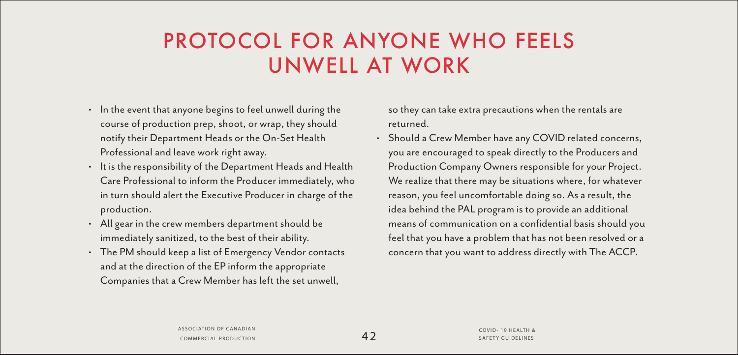# PROTOCOL FOR ANYONE WHO FEELS UNWELL AT WORK

- In the event that anyone begins to feel unwell during the course of production prep, shoot, or wrap, they should notify their Department Heads or the On-Set Health Professional and leave work right away.
- It is the responsibility of the Department Heads and Health Care Professional to inform the Producer immediately, who in turn should alert the Executive Producer in charge of the production.
- All gear in the crew members department should be immediately sanitized, to the best of their ability.
- The PM should keep a list of Emergency Vendor contacts and at the direction of the EP inform the appropriate Companies that a Crew Member has left the set unwell, so they can take extra precautions when the rentals are returned.
- Should a Crew Member have any COVID related concerns, you are encouraged to speak directly to the Producers and Production Company Owners responsible for your Project. We realize that there may be situations where, for whatever reason, you feel uncomfortable doing so. As a result, the idea behind the PAL program is to provide an additional means of communication on a confidential basis should you feel that you have a problem that has not been resolved or a concern that you want to address directly with The ACCP.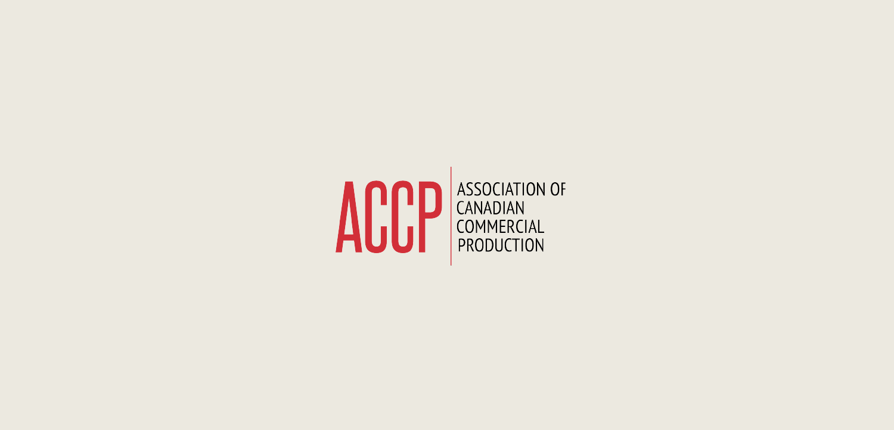ACCP

ASSOCIATION OF
CANADIAN
COMMERCIAL
PRODUCTION